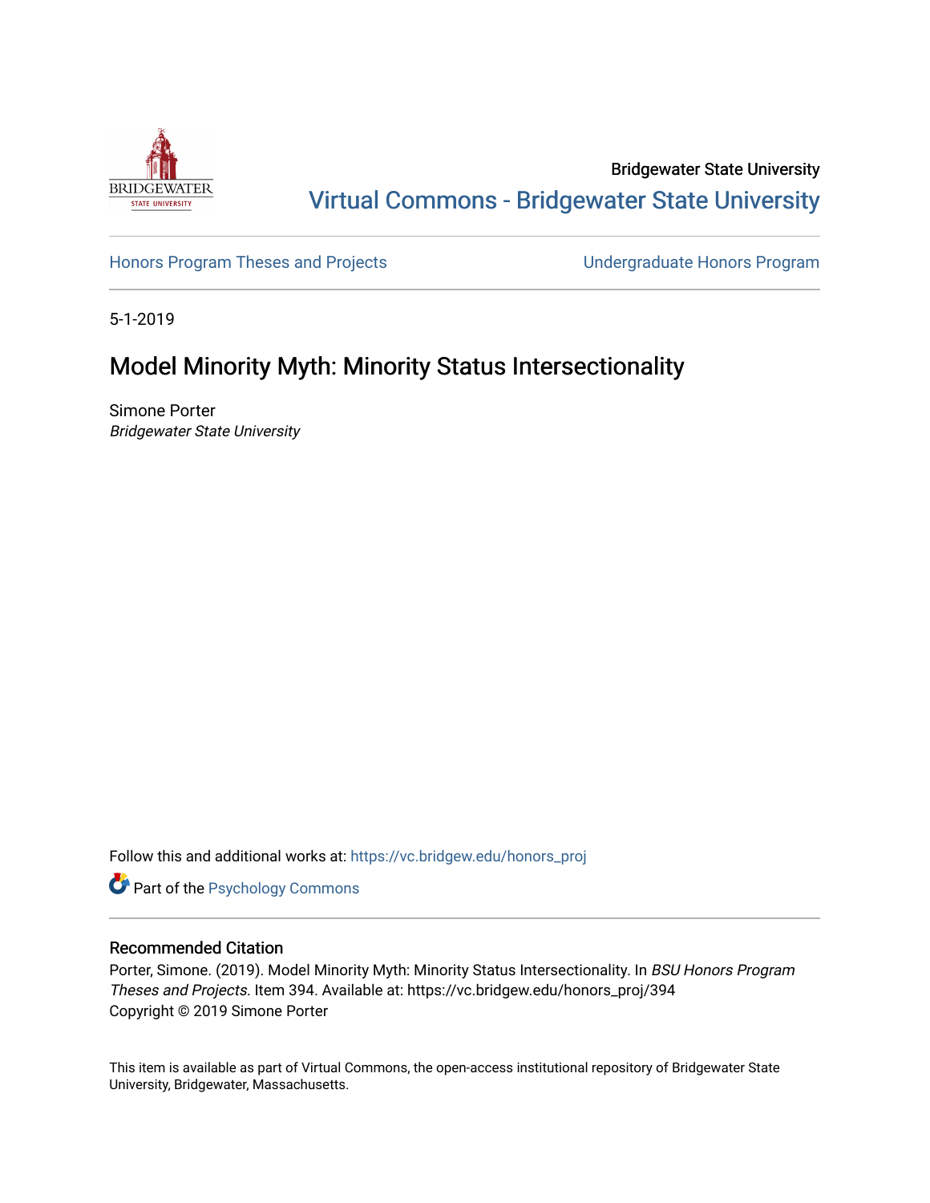Bridgewater State University

Virtual Commons - Bridgewater State University

Honors Program Theses and Projects

Undergraduate Honors Program

5-1-2019

# Model Minority Myth: Minority Status Intersectionality

Simone Porter

*Bridgewater State University*

Follow this and additional works at: https://vc.bridgew.edu/honors_proj

Part of the Psychology Commons

## Recommended Citation

Porter, Simone. (2019). Model Minority Myth: Minority Status Intersectionality. In *BSU Honors Program Theses and Projects.* Item 394. Available at: https://vc.bridgew.edu/honors_proj/394

Copyright © 2019 Simone Porter

This item is available as part of Virtual Commons, the open-access institutional repository of Bridgewater State University, Bridgewater, Massachusetts.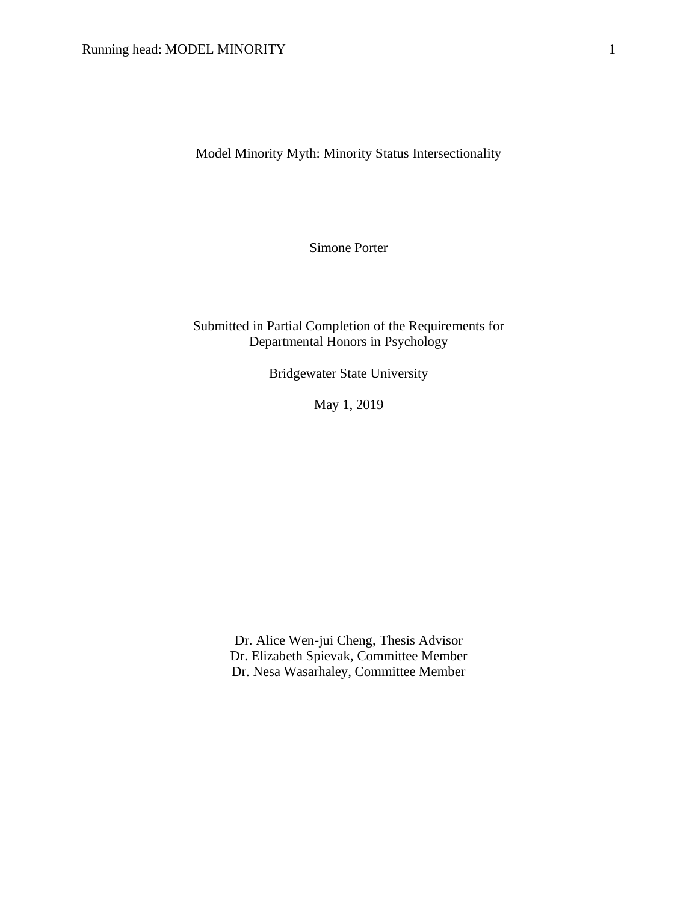# Model Minority Myth: Minority Status Intersectionality

Simone Porter

Submitted in Partial Completion of the Requirements for
Departmental Honors in Psychology

Bridgewater State University

May 1, 2019

Dr. Alice Wen-jui Cheng, Thesis Advisor
Dr. Elizabeth Spievak, Committee Member
Dr. Nesa Wasarhaley, Committee Member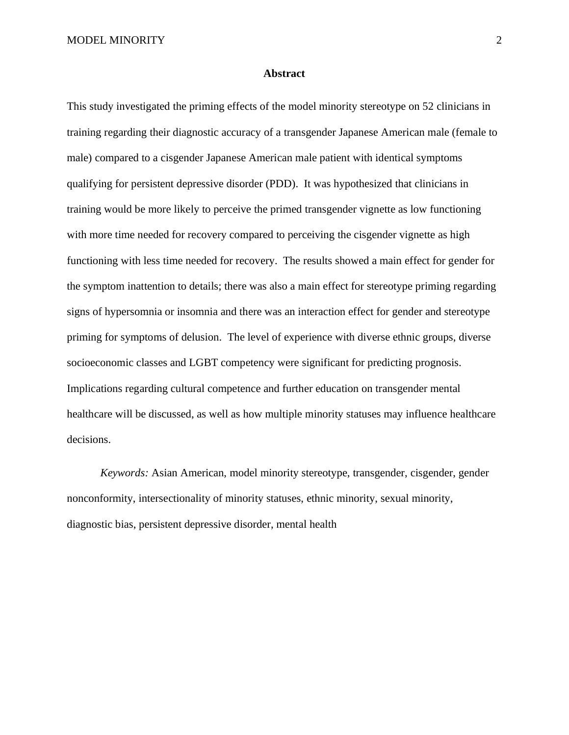## Abstract

This study investigated the priming effects of the model minority stereotype on 52 clinicians in training regarding their diagnostic accuracy of a transgender Japanese American male (female to male) compared to a cisgender Japanese American male patient with identical symptoms qualifying for persistent depressive disorder (PDD). It was hypothesized that clinicians in training would be more likely to perceive the primed transgender vignette as low functioning with more time needed for recovery compared to perceiving the cisgender vignette as high functioning with less time needed for recovery. The results showed a main effect for gender for the symptom inattention to details; there was also a main effect for stereotype priming regarding signs of hypersomnia or insomnia and there was an interaction effect for gender and stereotype priming for symptoms of delusion. The level of experience with diverse ethnic groups, diverse socioeconomic classes and LGBT competency were significant for predicting prognosis. Implications regarding cultural competence and further education on transgender mental healthcare will be discussed, as well as how multiple minority statuses may influence healthcare decisions.

*Keywords:* Asian American, model minority stereotype, transgender, cisgender, gender nonconformity, intersectionality of minority statuses, ethnic minority, sexual minority, diagnostic bias, persistent depressive disorder, mental health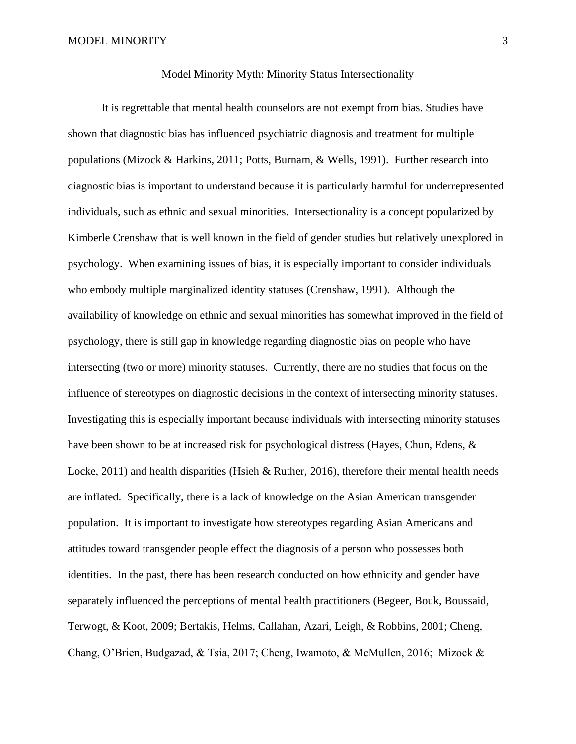## Model Minority Myth: Minority Status Intersectionality

It is regrettable that mental health counselors are not exempt from bias. Studies have shown that diagnostic bias has influenced psychiatric diagnosis and treatment for multiple populations (Mizock & Harkins, 2011; Potts, Burnam, & Wells, 1991). Further research into diagnostic bias is important to understand because it is particularly harmful for underrepresented individuals, such as ethnic and sexual minorities. Intersectionality is a concept popularized by Kimberle Crenshaw that is well known in the field of gender studies but relatively unexplored in psychology. When examining issues of bias, it is especially important to consider individuals who embody multiple marginalized identity statuses (Crenshaw, 1991). Although the availability of knowledge on ethnic and sexual minorities has somewhat improved in the field of psychology, there is still gap in knowledge regarding diagnostic bias on people who have intersecting (two or more) minority statuses. Currently, there are no studies that focus on the influence of stereotypes on diagnostic decisions in the context of intersecting minority statuses. Investigating this is especially important because individuals with intersecting minority statuses have been shown to be at increased risk for psychological distress (Hayes, Chun, Edens, & Locke, 2011) and health disparities (Hsieh & Ruther, 2016), therefore their mental health needs are inflated. Specifically, there is a lack of knowledge on the Asian American transgender population. It is important to investigate how stereotypes regarding Asian Americans and attitudes toward transgender people effect the diagnosis of a person who possesses both identities. In the past, there has been research conducted on how ethnicity and gender have separately influenced the perceptions of mental health practitioners (Begeer, Bouk, Boussaid, Terwogt, & Koot, 2009; Bertakis, Helms, Callahan, Azari, Leigh, & Robbins, 2001; Cheng, Chang, O'Brien, Budgazad, & Tsia, 2017; Cheng, Iwamoto, & McMullen, 2016; Mizock &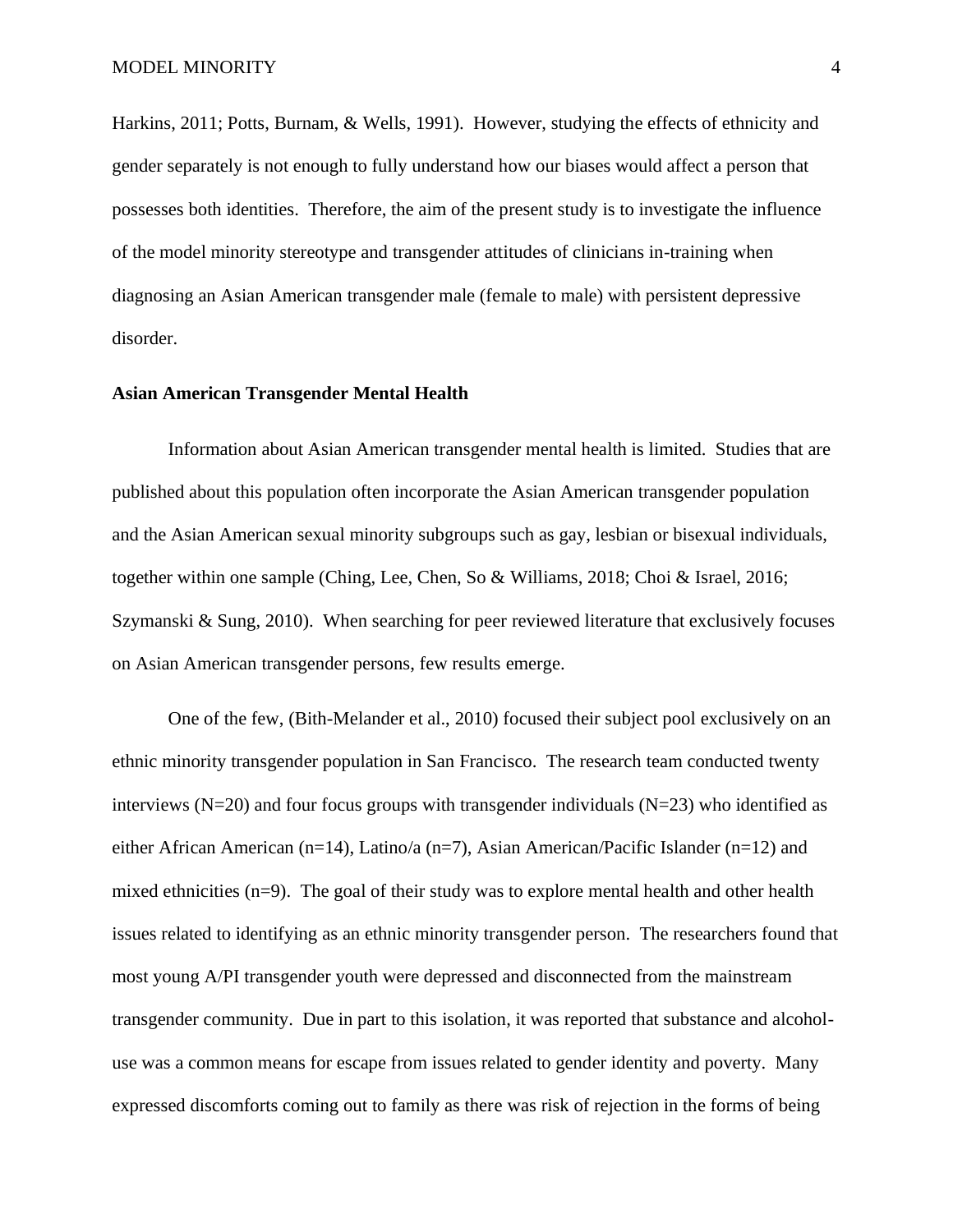Harkins, 2011; Potts, Burnam, & Wells, 1991). However, studying the effects of ethnicity and gender separately is not enough to fully understand how our biases would affect a person that possesses both identities. Therefore, the aim of the present study is to investigate the influence of the model minority stereotype and transgender attitudes of clinicians in-training when diagnosing an Asian American transgender male (female to male) with persistent depressive disorder.

**Asian American Transgender Mental Health**

Information about Asian American transgender mental health is limited. Studies that are published about this population often incorporate the Asian American transgender population and the Asian American sexual minority subgroups such as gay, lesbian or bisexual individuals, together within one sample (Ching, Lee, Chen, So & Williams, 2018; Choi & Israel, 2016; Szymanski & Sung, 2010). When searching for peer reviewed literature that exclusively focuses on Asian American transgender persons, few results emerge.

One of the few, (Bith-Melander et al., 2010) focused their subject pool exclusively on an ethnic minority transgender population in San Francisco. The research team conducted twenty interviews (N=20) and four focus groups with transgender individuals (N=23) who identified as either African American (n=14), Latino/a (n=7), Asian American/Pacific Islander (n=12) and mixed ethnicities (n=9). The goal of their study was to explore mental health and other health issues related to identifying as an ethnic minority transgender person. The researchers found that most young A/PI transgender youth were depressed and disconnected from the mainstream transgender community. Due in part to this isolation, it was reported that substance and alcohol-use was a common means for escape from issues related to gender identity and poverty. Many expressed discomforts coming out to family as there was risk of rejection in the forms of being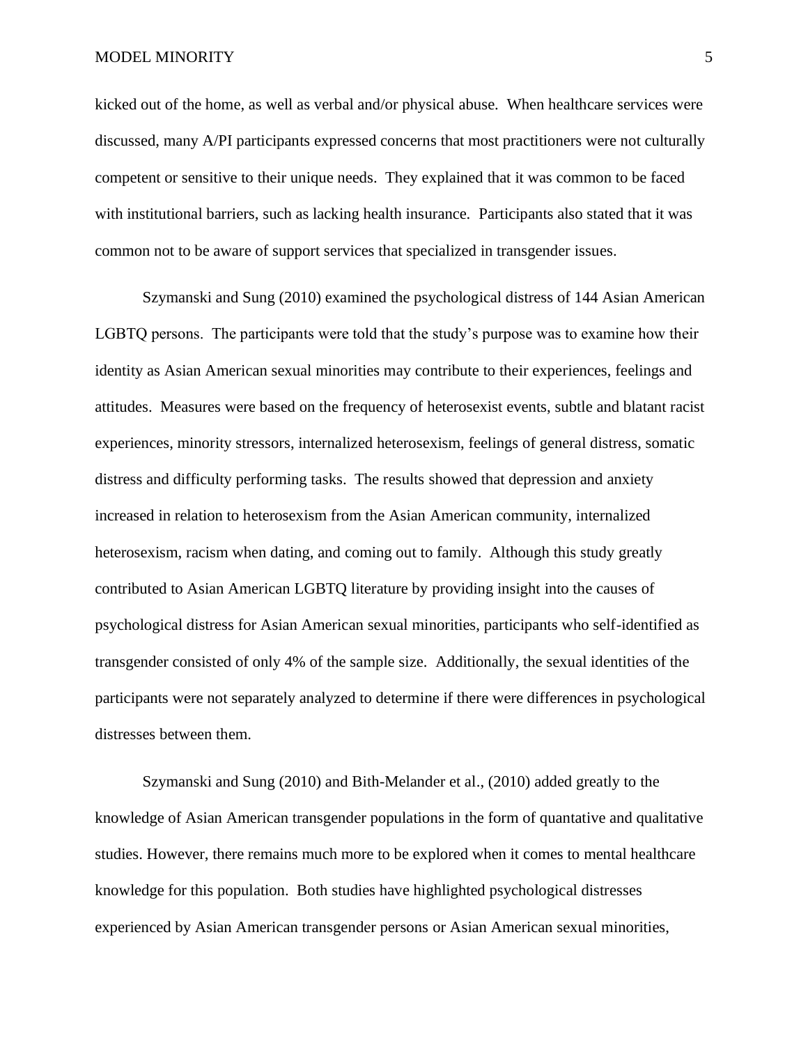kicked out of the home, as well as verbal and/or physical abuse. When healthcare services were discussed, many A/PI participants expressed concerns that most practitioners were not culturally competent or sensitive to their unique needs. They explained that it was common to be faced with institutional barriers, such as lacking health insurance. Participants also stated that it was common not to be aware of support services that specialized in transgender issues.

Szymanski and Sung (2010) examined the psychological distress of 144 Asian American LGBTQ persons. The participants were told that the study's purpose was to examine how their identity as Asian American sexual minorities may contribute to their experiences, feelings and attitudes. Measures were based on the frequency of heterosexist events, subtle and blatant racist experiences, minority stressors, internalized heterosexism, feelings of general distress, somatic distress and difficulty performing tasks. The results showed that depression and anxiety increased in relation to heterosexism from the Asian American community, internalized heterosexism, racism when dating, and coming out to family. Although this study greatly contributed to Asian American LGBTQ literature by providing insight into the causes of psychological distress for Asian American sexual minorities, participants who self-identified as transgender consisted of only 4% of the sample size. Additionally, the sexual identities of the participants were not separately analyzed to determine if there were differences in psychological distresses between them.

Szymanski and Sung (2010) and Bith-Melander et al., (2010) added greatly to the knowledge of Asian American transgender populations in the form of quantative and qualitative studies. However, there remains much more to be explored when it comes to mental healthcare knowledge for this population. Both studies have highlighted psychological distresses experienced by Asian American transgender persons or Asian American sexual minorities,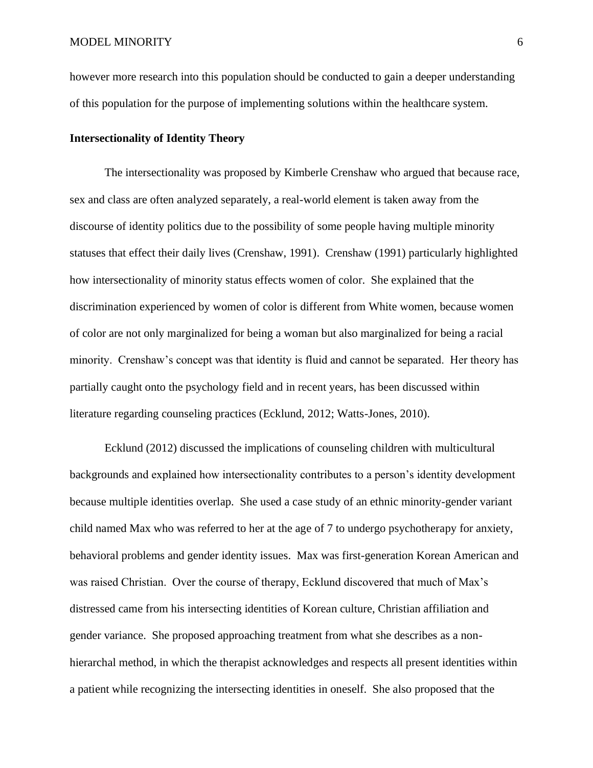however more research into this population should be conducted to gain a deeper understanding of this population for the purpose of implementing solutions within the healthcare system.

**Intersectionality of Identity Theory**

The intersectionality was proposed by Kimberle Crenshaw who argued that because race, sex and class are often analyzed separately, a real-world element is taken away from the discourse of identity politics due to the possibility of some people having multiple minority statuses that effect their daily lives (Crenshaw, 1991). Crenshaw (1991) particularly highlighted how intersectionality of minority status effects women of color. She explained that the discrimination experienced by women of color is different from White women, because women of color are not only marginalized for being a woman but also marginalized for being a racial minority. Crenshaw's concept was that identity is fluid and cannot be separated. Her theory has partially caught onto the psychology field and in recent years, has been discussed within literature regarding counseling practices (Ecklund, 2012; Watts-Jones, 2010).

Ecklund (2012) discussed the implications of counseling children with multicultural backgrounds and explained how intersectionality contributes to a person's identity development because multiple identities overlap. She used a case study of an ethnic minority-gender variant child named Max who was referred to her at the age of 7 to undergo psychotherapy for anxiety, behavioral problems and gender identity issues. Max was first-generation Korean American and was raised Christian. Over the course of therapy, Ecklund discovered that much of Max's distressed came from his intersecting identities of Korean culture, Christian affiliation and gender variance. She proposed approaching treatment from what she describes as a non-hierarchal method, in which the therapist acknowledges and respects all present identities within a patient while recognizing the intersecting identities in oneself. She also proposed that the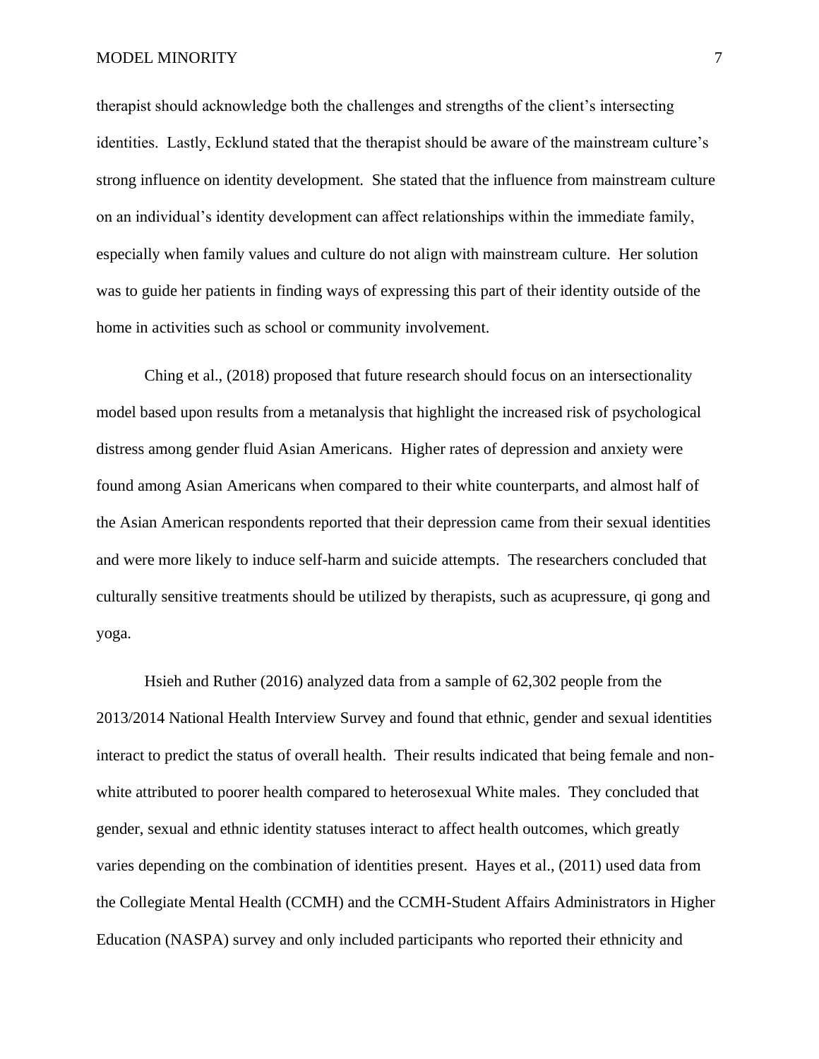therapist should acknowledge both the challenges and strengths of the client's intersecting identities. Lastly, Ecklund stated that the therapist should be aware of the mainstream culture's strong influence on identity development. She stated that the influence from mainstream culture on an individual's identity development can affect relationships within the immediate family, especially when family values and culture do not align with mainstream culture. Her solution was to guide her patients in finding ways of expressing this part of their identity outside of the home in activities such as school or community involvement.

Ching et al., (2018) proposed that future research should focus on an intersectionality model based upon results from a metanalysis that highlight the increased risk of psychological distress among gender fluid Asian Americans. Higher rates of depression and anxiety were found among Asian Americans when compared to their white counterparts, and almost half of the Asian American respondents reported that their depression came from their sexual identities and were more likely to induce self-harm and suicide attempts. The researchers concluded that culturally sensitive treatments should be utilized by therapists, such as acupressure, qi gong and yoga.

Hsieh and Ruther (2016) analyzed data from a sample of 62,302 people from the 2013/2014 National Health Interview Survey and found that ethnic, gender and sexual identities interact to predict the status of overall health. Their results indicated that being female and non-white attributed to poorer health compared to heterosexual White males. They concluded that gender, sexual and ethnic identity statuses interact to affect health outcomes, which greatly varies depending on the combination of identities present. Hayes et al., (2011) used data from the Collegiate Mental Health (CCMH) and the CCMH-Student Affairs Administrators in Higher Education (NASPA) survey and only included participants who reported their ethnicity and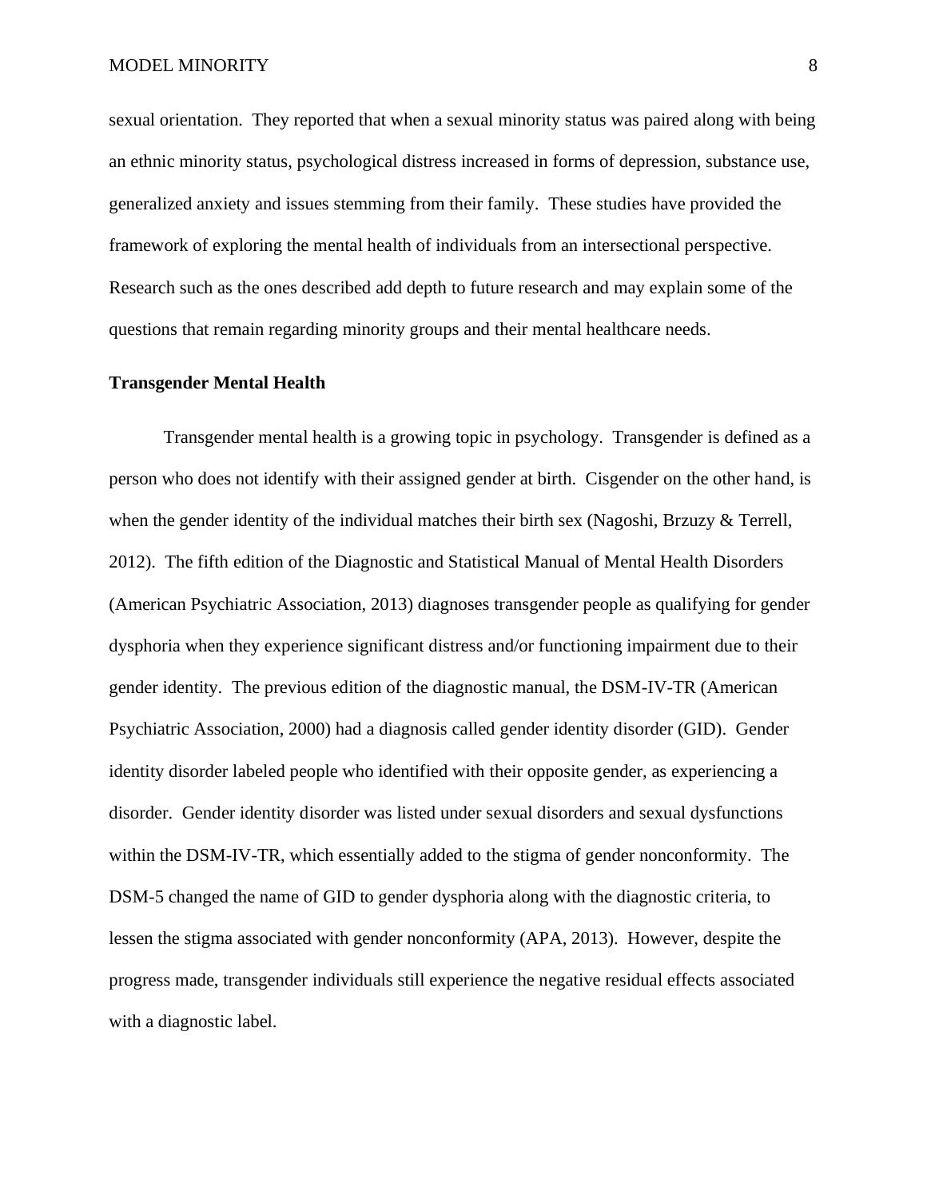sexual orientation. They reported that when a sexual minority status was paired along with being an ethnic minority status, psychological distress increased in forms of depression, substance use, generalized anxiety and issues stemming from their family. These studies have provided the framework of exploring the mental health of individuals from an intersectional perspective. Research such as the ones described add depth to future research and may explain some of the questions that remain regarding minority groups and their mental healthcare needs.

**Transgender Mental Health**

Transgender mental health is a growing topic in psychology. Transgender is defined as a person who does not identify with their assigned gender at birth. Cisgender on the other hand, is when the gender identity of the individual matches their birth sex (Nagoshi, Brzuzy & Terrell, 2012). The fifth edition of the Diagnostic and Statistical Manual of Mental Health Disorders (American Psychiatric Association, 2013) diagnoses transgender people as qualifying for gender dysphoria when they experience significant distress and/or functioning impairment due to their gender identity. The previous edition of the diagnostic manual, the DSM-IV-TR (American Psychiatric Association, 2000) had a diagnosis called gender identity disorder (GID). Gender identity disorder labeled people who identified with their opposite gender, as experiencing a disorder. Gender identity disorder was listed under sexual disorders and sexual dysfunctions within the DSM-IV-TR, which essentially added to the stigma of gender nonconformity. The DSM-5 changed the name of GID to gender dysphoria along with the diagnostic criteria, to lessen the stigma associated with gender nonconformity (APA, 2013). However, despite the progress made, transgender individuals still experience the negative residual effects associated with a diagnostic label.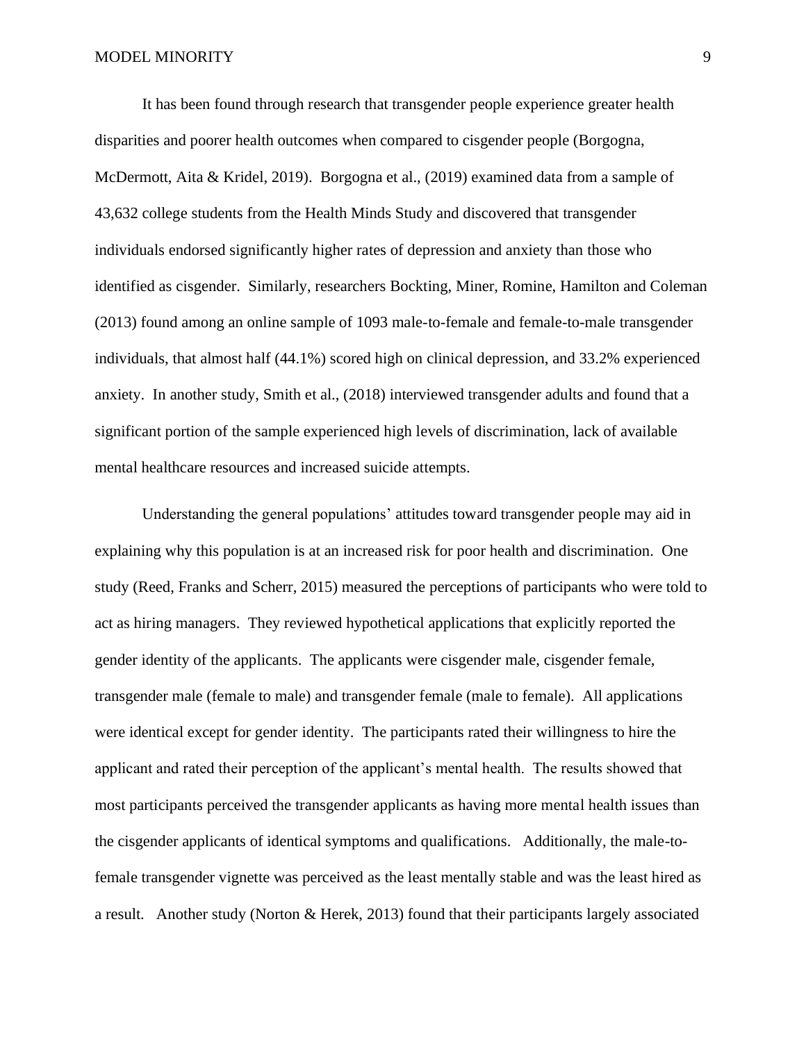It has been found through research that transgender people experience greater health disparities and poorer health outcomes when compared to cisgender people (Borgogna, McDermott, Aita & Kridel, 2019). Borgogna et al., (2019) examined data from a sample of 43,632 college students from the Health Minds Study and discovered that transgender individuals endorsed significantly higher rates of depression and anxiety than those who identified as cisgender. Similarly, researchers Bockting, Miner, Romine, Hamilton and Coleman (2013) found among an online sample of 1093 male-to-female and female-to-male transgender individuals, that almost half (44.1%) scored high on clinical depression, and 33.2% experienced anxiety. In another study, Smith et al., (2018) interviewed transgender adults and found that a significant portion of the sample experienced high levels of discrimination, lack of available mental healthcare resources and increased suicide attempts.

Understanding the general populations' attitudes toward transgender people may aid in explaining why this population is at an increased risk for poor health and discrimination. One study (Reed, Franks and Scherr, 2015) measured the perceptions of participants who were told to act as hiring managers. They reviewed hypothetical applications that explicitly reported the gender identity of the applicants. The applicants were cisgender male, cisgender female, transgender male (female to male) and transgender female (male to female). All applications were identical except for gender identity. The participants rated their willingness to hire the applicant and rated their perception of the applicant's mental health. The results showed that most participants perceived the transgender applicants as having more mental health issues than the cisgender applicants of identical symptoms and qualifications. Additionally, the male-to-female transgender vignette was perceived as the least mentally stable and was the least hired as a result. Another study (Norton & Herek, 2013) found that their participants largely associated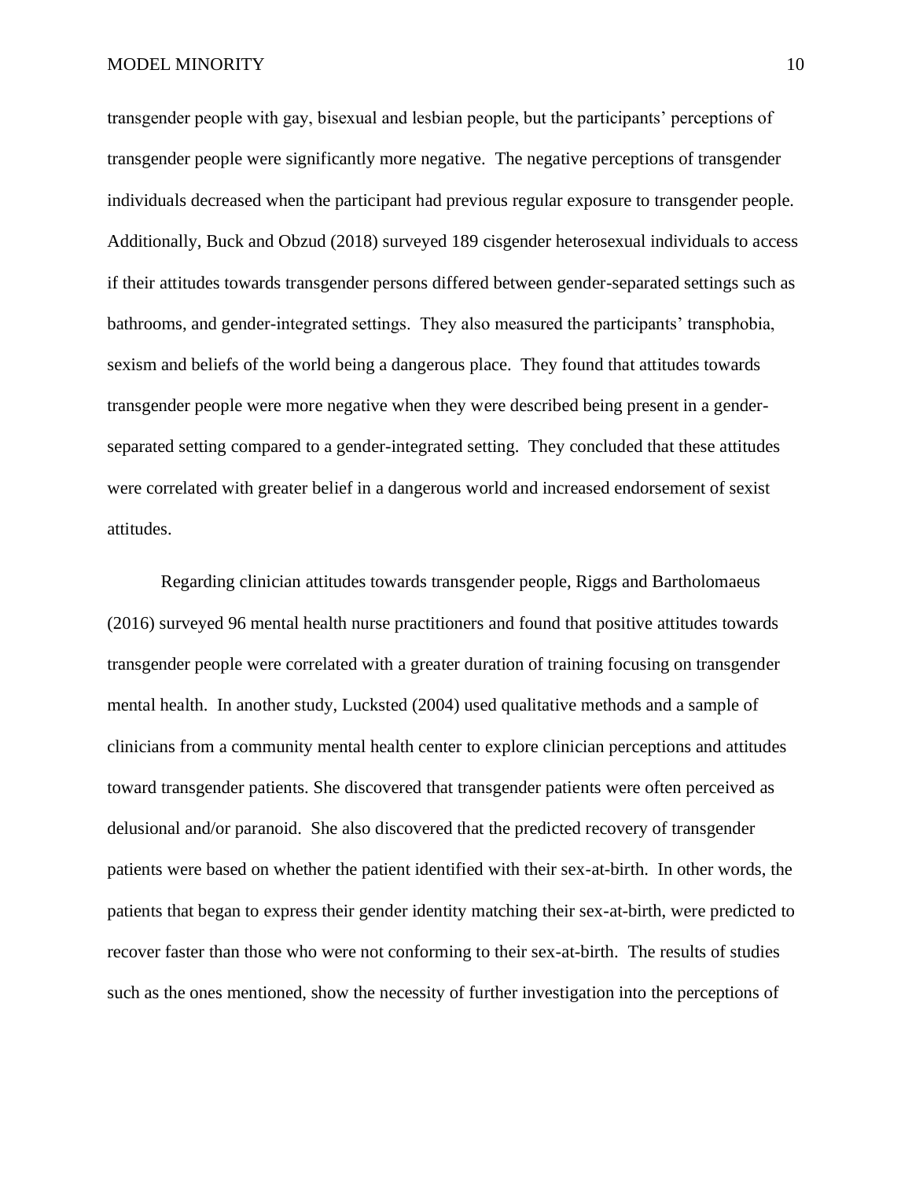transgender people with gay, bisexual and lesbian people, but the participants' perceptions of transgender people were significantly more negative. The negative perceptions of transgender individuals decreased when the participant had previous regular exposure to transgender people. Additionally, Buck and Obzud (2018) surveyed 189 cisgender heterosexual individuals to access if their attitudes towards transgender persons differed between gender-separated settings such as bathrooms, and gender-integrated settings. They also measured the participants' transphobia, sexism and beliefs of the world being a dangerous place. They found that attitudes towards transgender people were more negative when they were described being present in a gender-separated setting compared to a gender-integrated setting. They concluded that these attitudes were correlated with greater belief in a dangerous world and increased endorsement of sexist attitudes.

Regarding clinician attitudes towards transgender people, Riggs and Bartholomaeus (2016) surveyed 96 mental health nurse practitioners and found that positive attitudes towards transgender people were correlated with a greater duration of training focusing on transgender mental health. In another study, Lucksted (2004) used qualitative methods and a sample of clinicians from a community mental health center to explore clinician perceptions and attitudes toward transgender patients. She discovered that transgender patients were often perceived as delusional and/or paranoid. She also discovered that the predicted recovery of transgender patients were based on whether the patient identified with their sex-at-birth. In other words, the patients that began to express their gender identity matching their sex-at-birth, were predicted to recover faster than those who were not conforming to their sex-at-birth. The results of studies such as the ones mentioned, show the necessity of further investigation into the perceptions of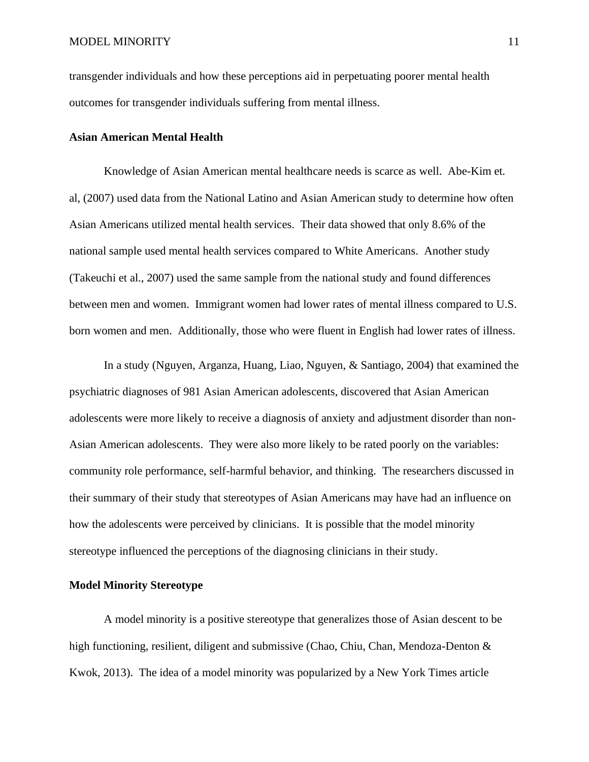transgender individuals and how these perceptions aid in perpetuating poorer mental health outcomes for transgender individuals suffering from mental illness.

**Asian American Mental Health**

Knowledge of Asian American mental healthcare needs is scarce as well. Abe-Kim et. al, (2007) used data from the National Latino and Asian American study to determine how often Asian Americans utilized mental health services. Their data showed that only 8.6% of the national sample used mental health services compared to White Americans. Another study (Takeuchi et al., 2007) used the same sample from the national study and found differences between men and women. Immigrant women had lower rates of mental illness compared to U.S. born women and men. Additionally, those who were fluent in English had lower rates of illness.

In a study (Nguyen, Arganza, Huang, Liao, Nguyen, & Santiago, 2004) that examined the psychiatric diagnoses of 981 Asian American adolescents, discovered that Asian American adolescents were more likely to receive a diagnosis of anxiety and adjustment disorder than non-Asian American adolescents. They were also more likely to be rated poorly on the variables: community role performance, self-harmful behavior, and thinking. The researchers discussed in their summary of their study that stereotypes of Asian Americans may have had an influence on how the adolescents were perceived by clinicians. It is possible that the model minority stereotype influenced the perceptions of the diagnosing clinicians in their study.

**Model Minority Stereotype**

A model minority is a positive stereotype that generalizes those of Asian descent to be high functioning, resilient, diligent and submissive (Chao, Chiu, Chan, Mendoza-Denton & Kwok, 2013). The idea of a model minority was popularized by a New York Times article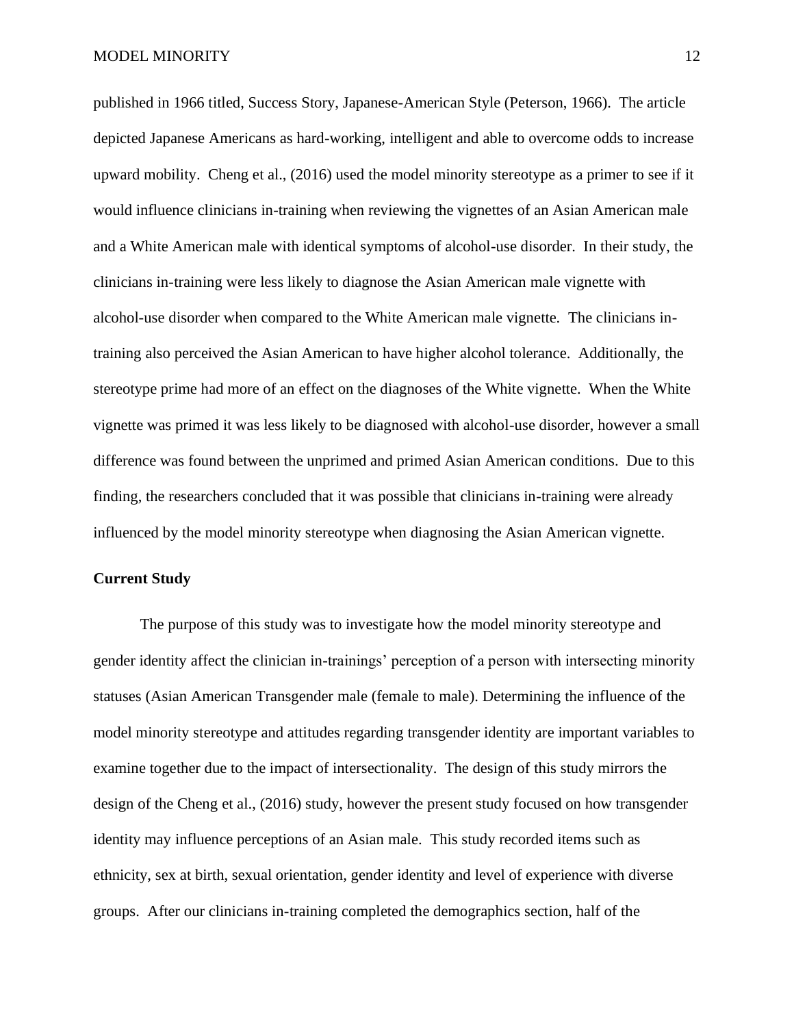published in 1966 titled, Success Story, Japanese-American Style (Peterson, 1966). The article depicted Japanese Americans as hard-working, intelligent and able to overcome odds to increase upward mobility. Cheng et al., (2016) used the model minority stereotype as a primer to see if it would influence clinicians in-training when reviewing the vignettes of an Asian American male and a White American male with identical symptoms of alcohol-use disorder. In their study, the clinicians in-training were less likely to diagnose the Asian American male vignette with alcohol-use disorder when compared to the White American male vignette. The clinicians in-training also perceived the Asian American to have higher alcohol tolerance. Additionally, the stereotype prime had more of an effect on the diagnoses of the White vignette. When the White vignette was primed it was less likely to be diagnosed with alcohol-use disorder, however a small difference was found between the unprimed and primed Asian American conditions. Due to this finding, the researchers concluded that it was possible that clinicians in-training were already influenced by the model minority stereotype when diagnosing the Asian American vignette.

**Current Study**

The purpose of this study was to investigate how the model minority stereotype and gender identity affect the clinician in-trainings' perception of a person with intersecting minority statuses (Asian American Transgender male (female to male). Determining the influence of the model minority stereotype and attitudes regarding transgender identity are important variables to examine together due to the impact of intersectionality. The design of this study mirrors the design of the Cheng et al., (2016) study, however the present study focused on how transgender identity may influence perceptions of an Asian male. This study recorded items such as ethnicity, sex at birth, sexual orientation, gender identity and level of experience with diverse groups. After our clinicians in-training completed the demographics section, half of the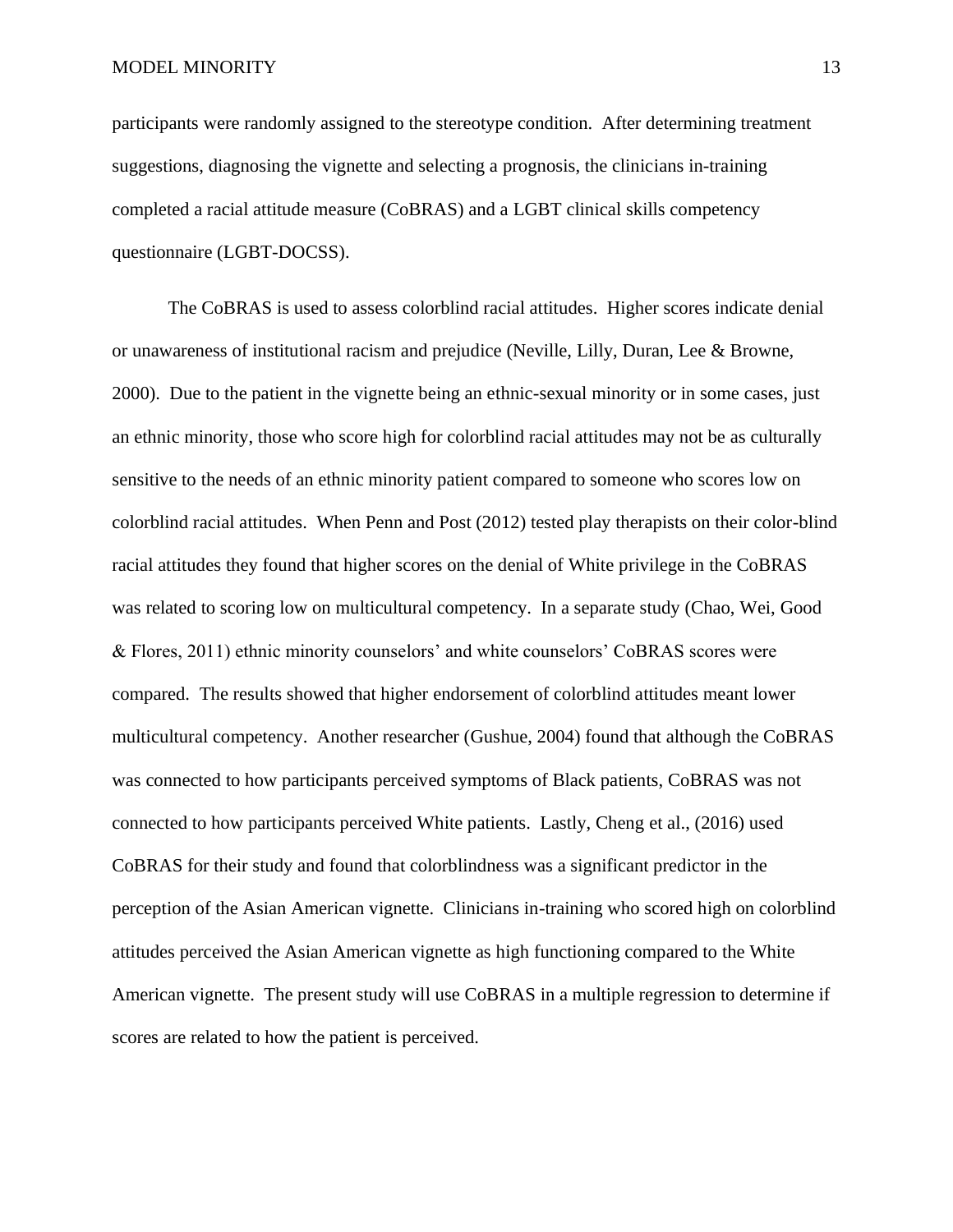participants were randomly assigned to the stereotype condition. After determining treatment suggestions, diagnosing the vignette and selecting a prognosis, the clinicians in-training completed a racial attitude measure (CoBRAS) and a LGBT clinical skills competency questionnaire (LGBT-DOCSS).

The CoBRAS is used to assess colorblind racial attitudes. Higher scores indicate denial or unawareness of institutional racism and prejudice (Neville, Lilly, Duran, Lee & Browne, 2000). Due to the patient in the vignette being an ethnic-sexual minority or in some cases, just an ethnic minority, those who score high for colorblind racial attitudes may not be as culturally sensitive to the needs of an ethnic minority patient compared to someone who scores low on colorblind racial attitudes. When Penn and Post (2012) tested play therapists on their color-blind racial attitudes they found that higher scores on the denial of White privilege in the CoBRAS was related to scoring low on multicultural competency. In a separate study (Chao, Wei, Good & Flores, 2011) ethnic minority counselors' and white counselors' CoBRAS scores were compared. The results showed that higher endorsement of colorblind attitudes meant lower multicultural competency. Another researcher (Gushue, 2004) found that although the CoBRAS was connected to how participants perceived symptoms of Black patients, CoBRAS was not connected to how participants perceived White patients. Lastly, Cheng et al., (2016) used CoBRAS for their study and found that colorblindness was a significant predictor in the perception of the Asian American vignette. Clinicians in-training who scored high on colorblind attitudes perceived the Asian American vignette as high functioning compared to the White American vignette. The present study will use CoBRAS in a multiple regression to determine if scores are related to how the patient is perceived.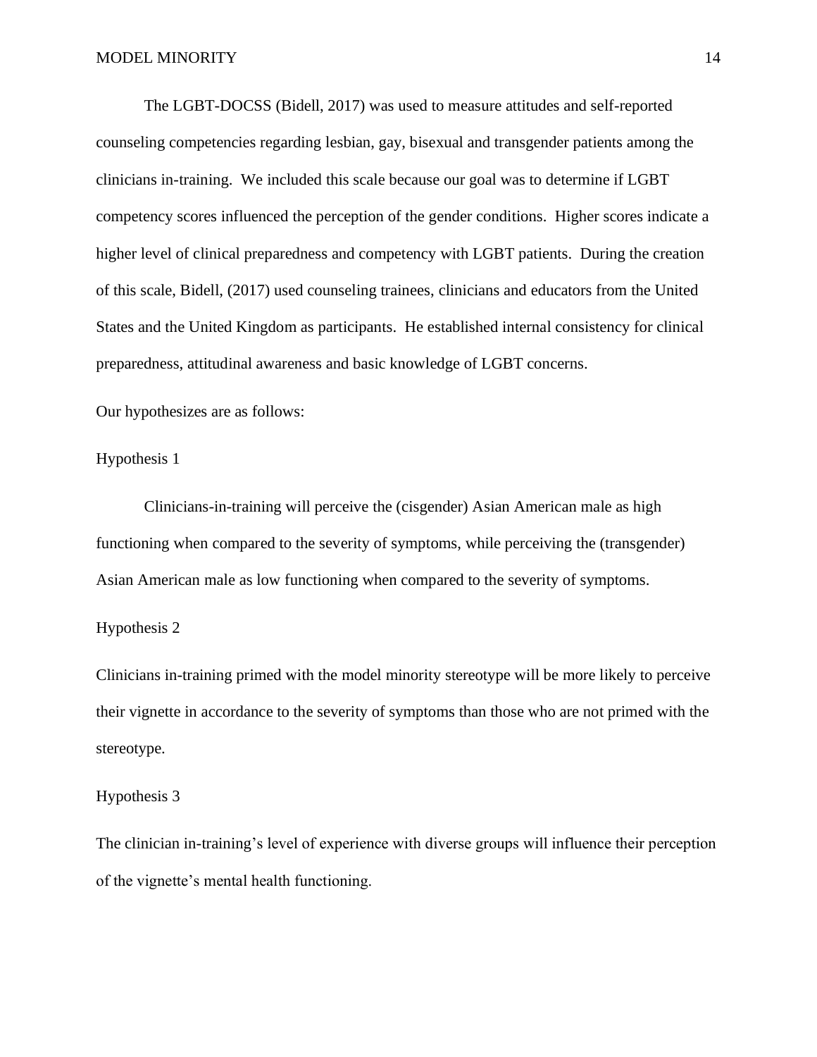The LGBT-DOCSS (Bidell, 2017) was used to measure attitudes and self-reported counseling competencies regarding lesbian, gay, bisexual and transgender patients among the clinicians in-training. We included this scale because our goal was to determine if LGBT competency scores influenced the perception of the gender conditions. Higher scores indicate a higher level of clinical preparedness and competency with LGBT patients. During the creation of this scale, Bidell, (2017) used counseling trainees, clinicians and educators from the United States and the United Kingdom as participants. He established internal consistency for clinical preparedness, attitudinal awareness and basic knowledge of LGBT concerns.

Our hypothesizes are as follows:

Hypothesis 1

Clinicians-in-training will perceive the (cisgender) Asian American male as high functioning when compared to the severity of symptoms, while perceiving the (transgender) Asian American male as low functioning when compared to the severity of symptoms.

Hypothesis 2

Clinicians in-training primed with the model minority stereotype will be more likely to perceive their vignette in accordance to the severity of symptoms than those who are not primed with the stereotype.

Hypothesis 3

The clinician in-training's level of experience with diverse groups will influence their perception of the vignette's mental health functioning.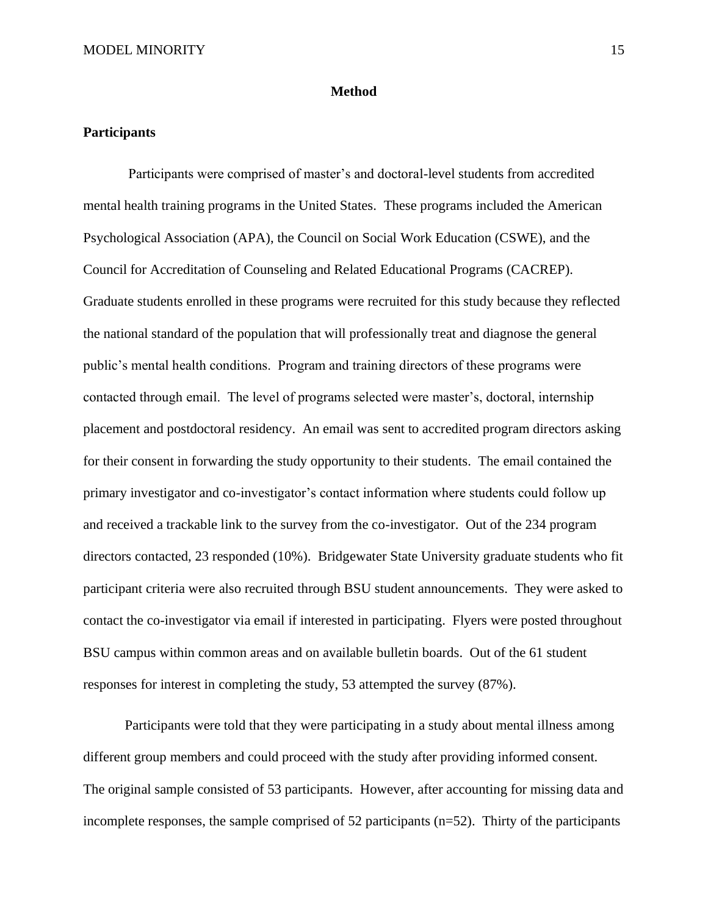# Method

## Participants

Participants were comprised of master's and doctoral-level students from accredited mental health training programs in the United States. These programs included the American Psychological Association (APA), the Council on Social Work Education (CSWE), and the Council for Accreditation of Counseling and Related Educational Programs (CACREP). Graduate students enrolled in these programs were recruited for this study because they reflected the national standard of the population that will professionally treat and diagnose the general public's mental health conditions. Program and training directors of these programs were contacted through email. The level of programs selected were master's, doctoral, internship placement and postdoctoral residency. An email was sent to accredited program directors asking for their consent in forwarding the study opportunity to their students. The email contained the primary investigator and co-investigator's contact information where students could follow up and received a trackable link to the survey from the co-investigator. Out of the 234 program directors contacted, 23 responded (10%). Bridgewater State University graduate students who fit participant criteria were also recruited through BSU student announcements. They were asked to contact the co-investigator via email if interested in participating. Flyers were posted throughout BSU campus within common areas and on available bulletin boards. Out of the 61 student responses for interest in completing the study, 53 attempted the survey (87%).

Participants were told that they were participating in a study about mental illness among different group members and could proceed with the study after providing informed consent. The original sample consisted of 53 participants. However, after accounting for missing data and incomplete responses, the sample comprised of 52 participants (n=52). Thirty of the participants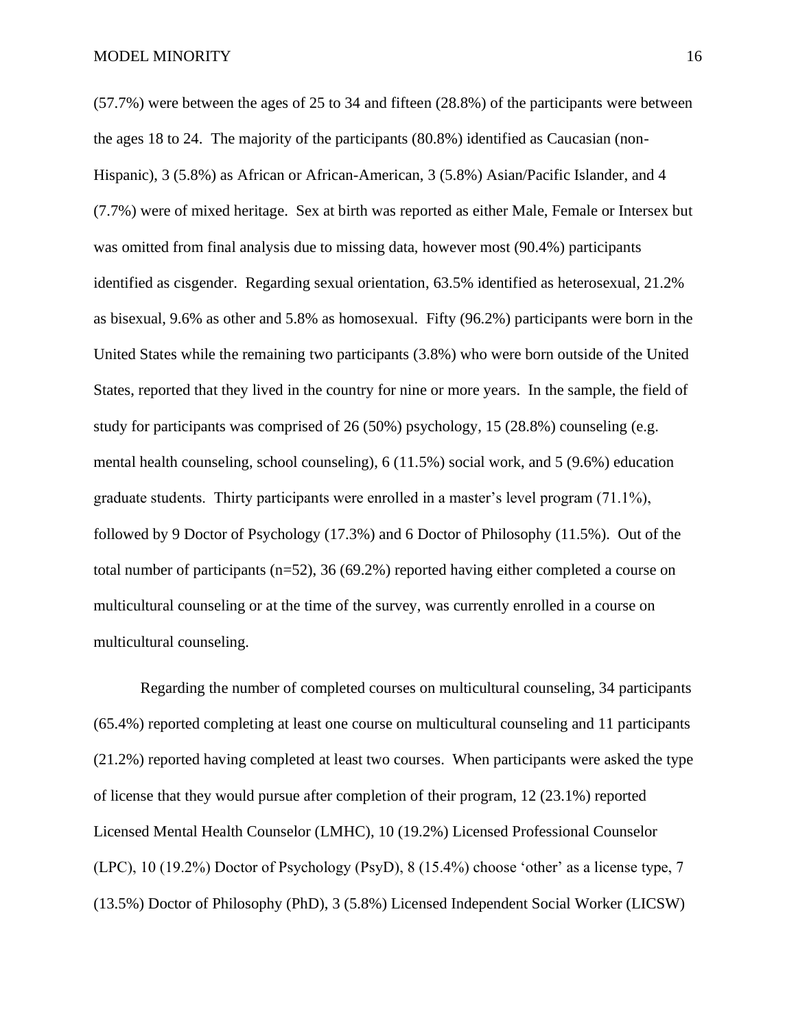(57.7%) were between the ages of 25 to 34 and fifteen (28.8%) of the participants were between the ages 18 to 24. The majority of the participants (80.8%) identified as Caucasian (non-Hispanic), 3 (5.8%) as African or African-American, 3 (5.8%) Asian/Pacific Islander, and 4 (7.7%) were of mixed heritage. Sex at birth was reported as either Male, Female or Intersex but was omitted from final analysis due to missing data, however most (90.4%) participants identified as cisgender. Regarding sexual orientation, 63.5% identified as heterosexual, 21.2% as bisexual, 9.6% as other and 5.8% as homosexual. Fifty (96.2%) participants were born in the United States while the remaining two participants (3.8%) who were born outside of the United States, reported that they lived in the country for nine or more years. In the sample, the field of study for participants was comprised of 26 (50%) psychology, 15 (28.8%) counseling (e.g. mental health counseling, school counseling), 6 (11.5%) social work, and 5 (9.6%) education graduate students. Thirty participants were enrolled in a master's level program (71.1%), followed by 9 Doctor of Psychology (17.3%) and 6 Doctor of Philosophy (11.5%). Out of the total number of participants (n=52), 36 (69.2%) reported having either completed a course on multicultural counseling or at the time of the survey, was currently enrolled in a course on multicultural counseling.

Regarding the number of completed courses on multicultural counseling, 34 participants (65.4%) reported completing at least one course on multicultural counseling and 11 participants (21.2%) reported having completed at least two courses. When participants were asked the type of license that they would pursue after completion of their program, 12 (23.1%) reported Licensed Mental Health Counselor (LMHC), 10 (19.2%) Licensed Professional Counselor (LPC), 10 (19.2%) Doctor of Psychology (PsyD), 8 (15.4%) choose 'other' as a license type, 7 (13.5%) Doctor of Philosophy (PhD), 3 (5.8%) Licensed Independent Social Worker (LICSW)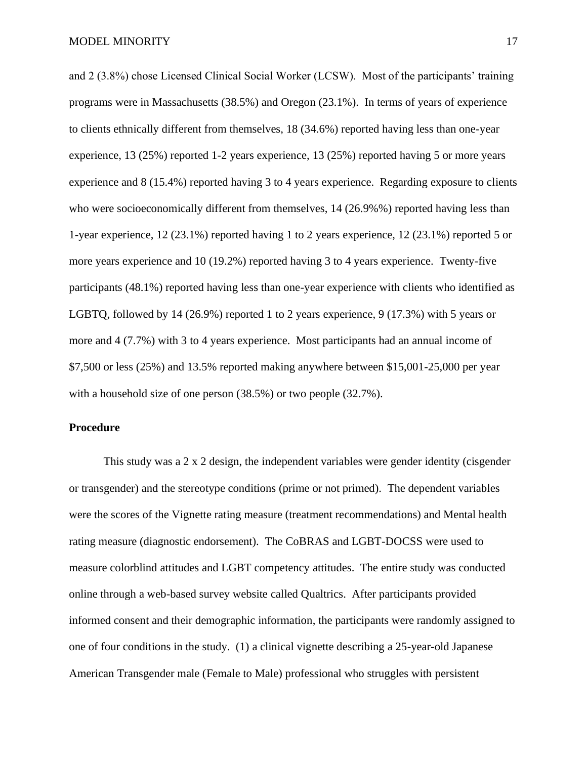and 2 (3.8%) chose Licensed Clinical Social Worker (LCSW). Most of the participants' training programs were in Massachusetts (38.5%) and Oregon (23.1%). In terms of years of experience to clients ethnically different from themselves, 18 (34.6%) reported having less than one-year experience, 13 (25%) reported 1-2 years experience, 13 (25%) reported having 5 or more years experience and 8 (15.4%) reported having 3 to 4 years experience. Regarding exposure to clients who were socioeconomically different from themselves, 14 (26.9%%) reported having less than 1-year experience, 12 (23.1%) reported having 1 to 2 years experience, 12 (23.1%) reported 5 or more years experience and 10 (19.2%) reported having 3 to 4 years experience. Twenty-five participants (48.1%) reported having less than one-year experience with clients who identified as LGBTQ, followed by 14 (26.9%) reported 1 to 2 years experience, 9 (17.3%) with 5 years or more and 4 (7.7%) with 3 to 4 years experience. Most participants had an annual income of $7,500 or less (25%) and 13.5% reported making anywhere between $15,001-25,000 per year with a household size of one person (38.5%) or two people (32.7%).

## Procedure

This study was a 2 x 2 design, the independent variables were gender identity (cisgender or transgender) and the stereotype conditions (prime or not primed). The dependent variables were the scores of the Vignette rating measure (treatment recommendations) and Mental health rating measure (diagnostic endorsement). The CoBRAS and LGBT-DOCSS were used to measure colorblind attitudes and LGBT competency attitudes. The entire study was conducted online through a web-based survey website called Qualtrics. After participants provided informed consent and their demographic information, the participants were randomly assigned to one of four conditions in the study. (1) a clinical vignette describing a 25-year-old Japanese American Transgender male (Female to Male) professional who struggles with persistent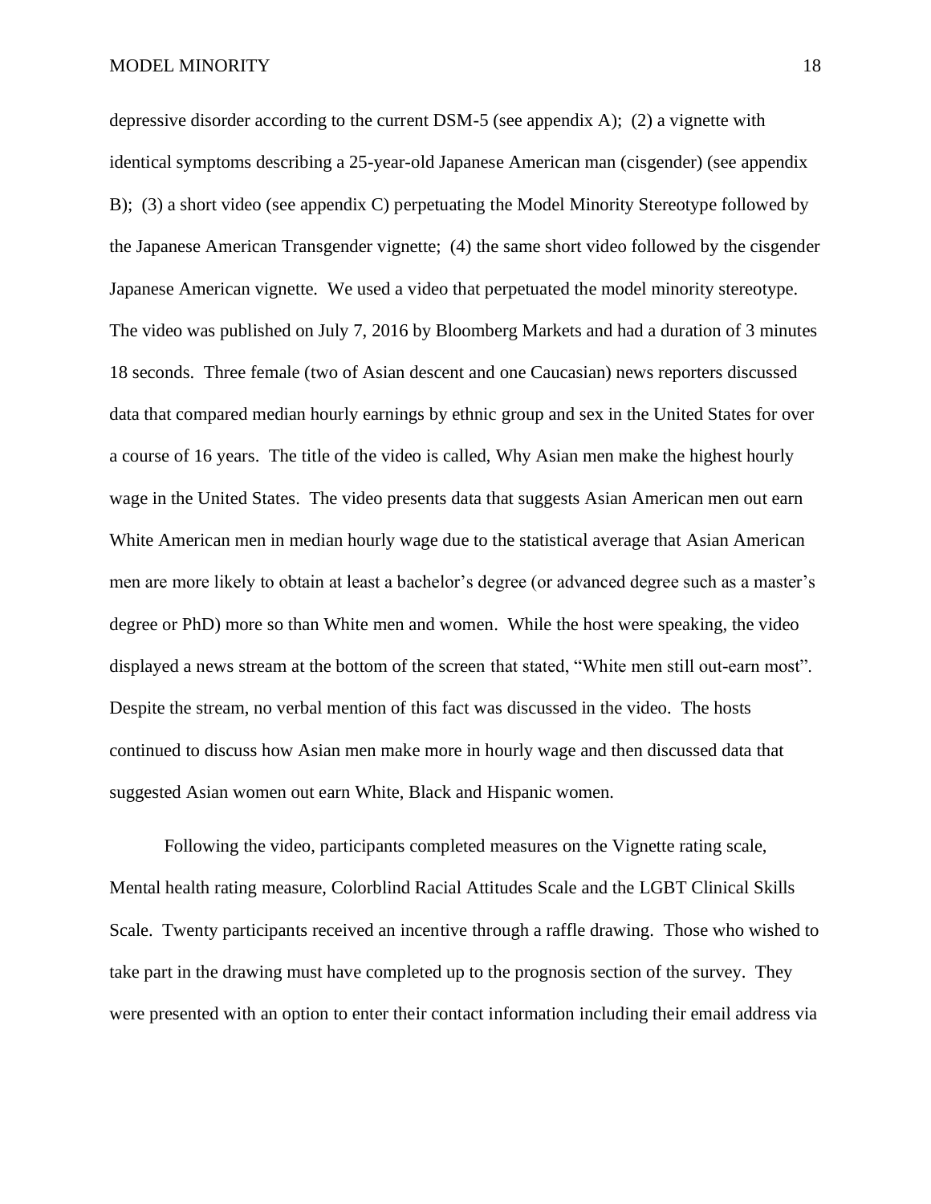depressive disorder according to the current DSM-5 (see appendix A); (2) a vignette with identical symptoms describing a 25-year-old Japanese American man (cisgender) (see appendix B); (3) a short video (see appendix C) perpetuating the Model Minority Stereotype followed by the Japanese American Transgender vignette; (4) the same short video followed by the cisgender Japanese American vignette. We used a video that perpetuated the model minority stereotype. The video was published on July 7, 2016 by Bloomberg Markets and had a duration of 3 minutes 18 seconds. Three female (two of Asian descent and one Caucasian) news reporters discussed data that compared median hourly earnings by ethnic group and sex in the United States for over a course of 16 years. The title of the video is called, Why Asian men make the highest hourly wage in the United States. The video presents data that suggests Asian American men out earn White American men in median hourly wage due to the statistical average that Asian American men are more likely to obtain at least a bachelor's degree (or advanced degree such as a master's degree or PhD) more so than White men and women. While the host were speaking, the video displayed a news stream at the bottom of the screen that stated, "White men still out-earn most". Despite the stream, no verbal mention of this fact was discussed in the video. The hosts continued to discuss how Asian men make more in hourly wage and then discussed data that suggested Asian women out earn White, Black and Hispanic women.

Following the video, participants completed measures on the Vignette rating scale, Mental health rating measure, Colorblind Racial Attitudes Scale and the LGBT Clinical Skills Scale. Twenty participants received an incentive through a raffle drawing. Those who wished to take part in the drawing must have completed up to the prognosis section of the survey. They were presented with an option to enter their contact information including their email address via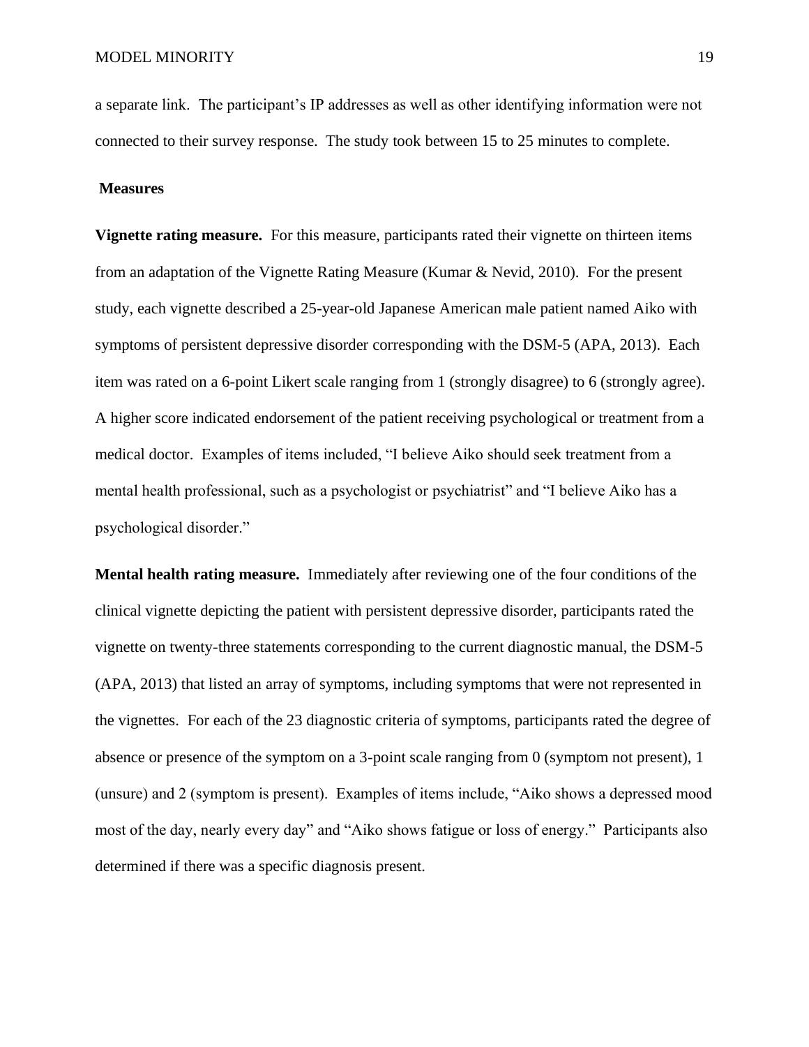a separate link. The participant's IP addresses as well as other identifying information were not connected to their survey response. The study took between 15 to 25 minutes to complete.

## Measures

**Vignette rating measure.** For this measure, participants rated their vignette on thirteen items from an adaptation of the Vignette Rating Measure (Kumar & Nevid, 2010). For the present study, each vignette described a 25-year-old Japanese American male patient named Aiko with symptoms of persistent depressive disorder corresponding with the DSM-5 (APA, 2013). Each item was rated on a 6-point Likert scale ranging from 1 (strongly disagree) to 6 (strongly agree). A higher score indicated endorsement of the patient receiving psychological or treatment from a medical doctor. Examples of items included, "I believe Aiko should seek treatment from a mental health professional, such as a psychologist or psychiatrist" and "I believe Aiko has a psychological disorder."

**Mental health rating measure.** Immediately after reviewing one of the four conditions of the clinical vignette depicting the patient with persistent depressive disorder, participants rated the vignette on twenty-three statements corresponding to the current diagnostic manual, the DSM-5 (APA, 2013) that listed an array of symptoms, including symptoms that were not represented in the vignettes. For each of the 23 diagnostic criteria of symptoms, participants rated the degree of absence or presence of the symptom on a 3-point scale ranging from 0 (symptom not present), 1 (unsure) and 2 (symptom is present). Examples of items include, "Aiko shows a depressed mood most of the day, nearly every day" and "Aiko shows fatigue or loss of energy." Participants also determined if there was a specific diagnosis present.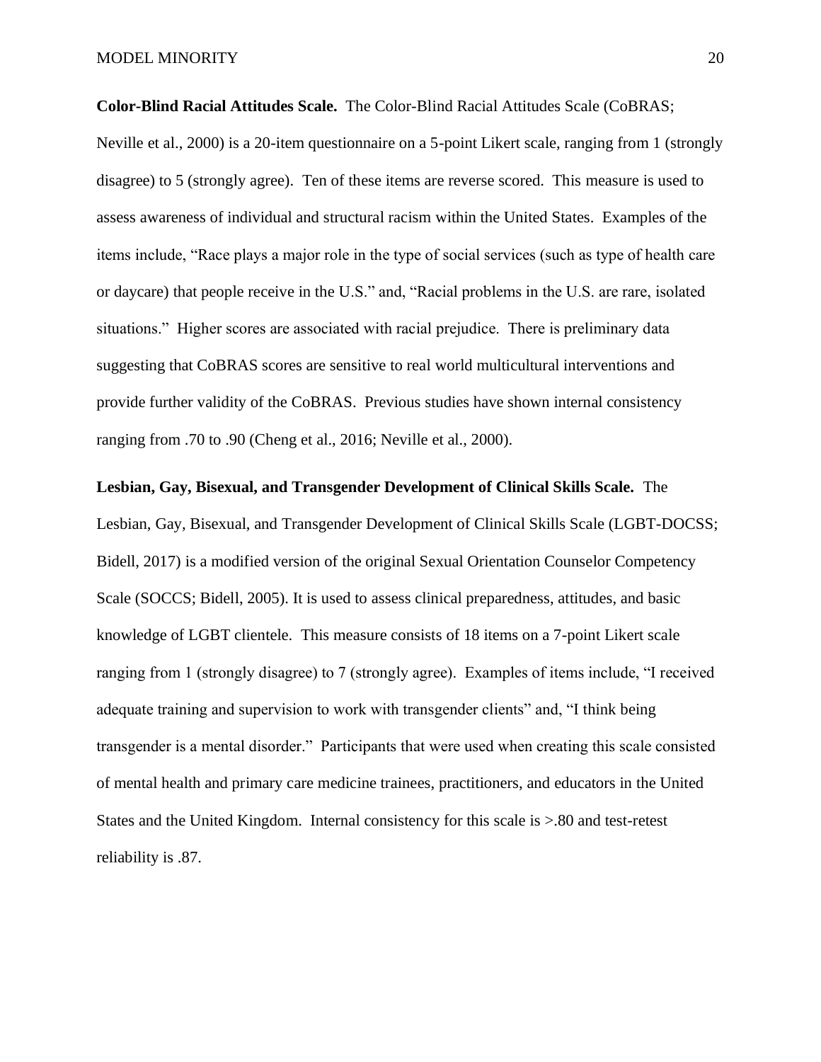**Color-Blind Racial Attitudes Scale.** The Color-Blind Racial Attitudes Scale (CoBRAS; Neville et al., 2000) is a 20-item questionnaire on a 5-point Likert scale, ranging from 1 (strongly disagree) to 5 (strongly agree). Ten of these items are reverse scored. This measure is used to assess awareness of individual and structural racism within the United States. Examples of the items include, "Race plays a major role in the type of social services (such as type of health care or daycare) that people receive in the U.S." and, "Racial problems in the U.S. are rare, isolated situations." Higher scores are associated with racial prejudice. There is preliminary data suggesting that CoBRAS scores are sensitive to real world multicultural interventions and provide further validity of the CoBRAS. Previous studies have shown internal consistency ranging from .70 to .90 (Cheng et al., 2016; Neville et al., 2000).

**Lesbian, Gay, Bisexual, and Transgender Development of Clinical Skills Scale.** The Lesbian, Gay, Bisexual, and Transgender Development of Clinical Skills Scale (LGBT-DOCSS; Bidell, 2017) is a modified version of the original Sexual Orientation Counselor Competency Scale (SOCCS; Bidell, 2005). It is used to assess clinical preparedness, attitudes, and basic knowledge of LGBT clientele. This measure consists of 18 items on a 7-point Likert scale ranging from 1 (strongly disagree) to 7 (strongly agree). Examples of items include, "I received adequate training and supervision to work with transgender clients" and, "I think being transgender is a mental disorder." Participants that were used when creating this scale consisted of mental health and primary care medicine trainees, practitioners, and educators in the United States and the United Kingdom. Internal consistency for this scale is >.80 and test-retest reliability is .87.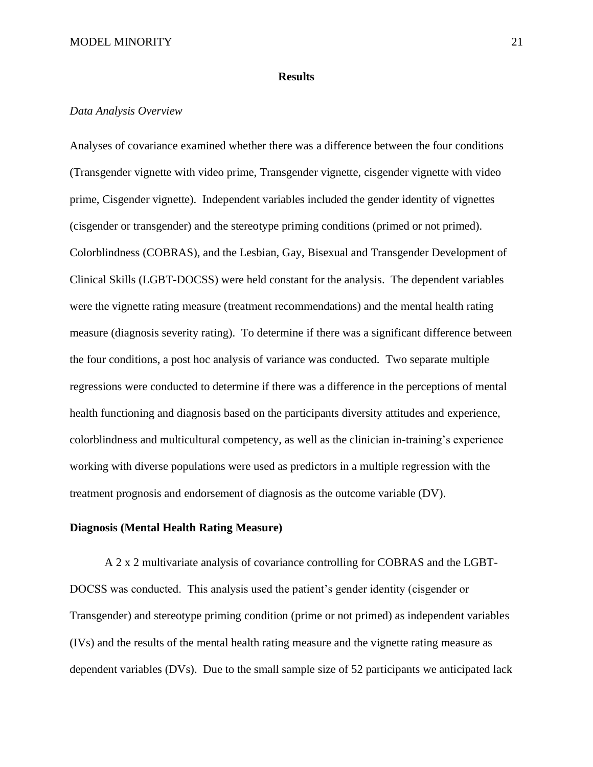## Results

*Data Analysis Overview*

Analyses of covariance examined whether there was a difference between the four conditions (Transgender vignette with video prime, Transgender vignette, cisgender vignette with video prime, Cisgender vignette). Independent variables included the gender identity of vignettes (cisgender or transgender) and the stereotype priming conditions (primed or not primed). Colorblindness (COBRAS), and the Lesbian, Gay, Bisexual and Transgender Development of Clinical Skills (LGBT-DOCSS) were held constant for the analysis. The dependent variables were the vignette rating measure (treatment recommendations) and the mental health rating measure (diagnosis severity rating). To determine if there was a significant difference between the four conditions, a post hoc analysis of variance was conducted. Two separate multiple regressions were conducted to determine if there was a difference in the perceptions of mental health functioning and diagnosis based on the participants diversity attitudes and experience, colorblindness and multicultural competency, as well as the clinician in-training's experience working with diverse populations were used as predictors in a multiple regression with the treatment prognosis and endorsement of diagnosis as the outcome variable (DV).

**Diagnosis (Mental Health Rating Measure)**

A 2 x 2 multivariate analysis of covariance controlling for COBRAS and the LGBT-DOCSS was conducted. This analysis used the patient's gender identity (cisgender or Transgender) and stereotype priming condition (prime or not primed) as independent variables (IVs) and the results of the mental health rating measure and the vignette rating measure as dependent variables (DVs). Due to the small sample size of 52 participants we anticipated lack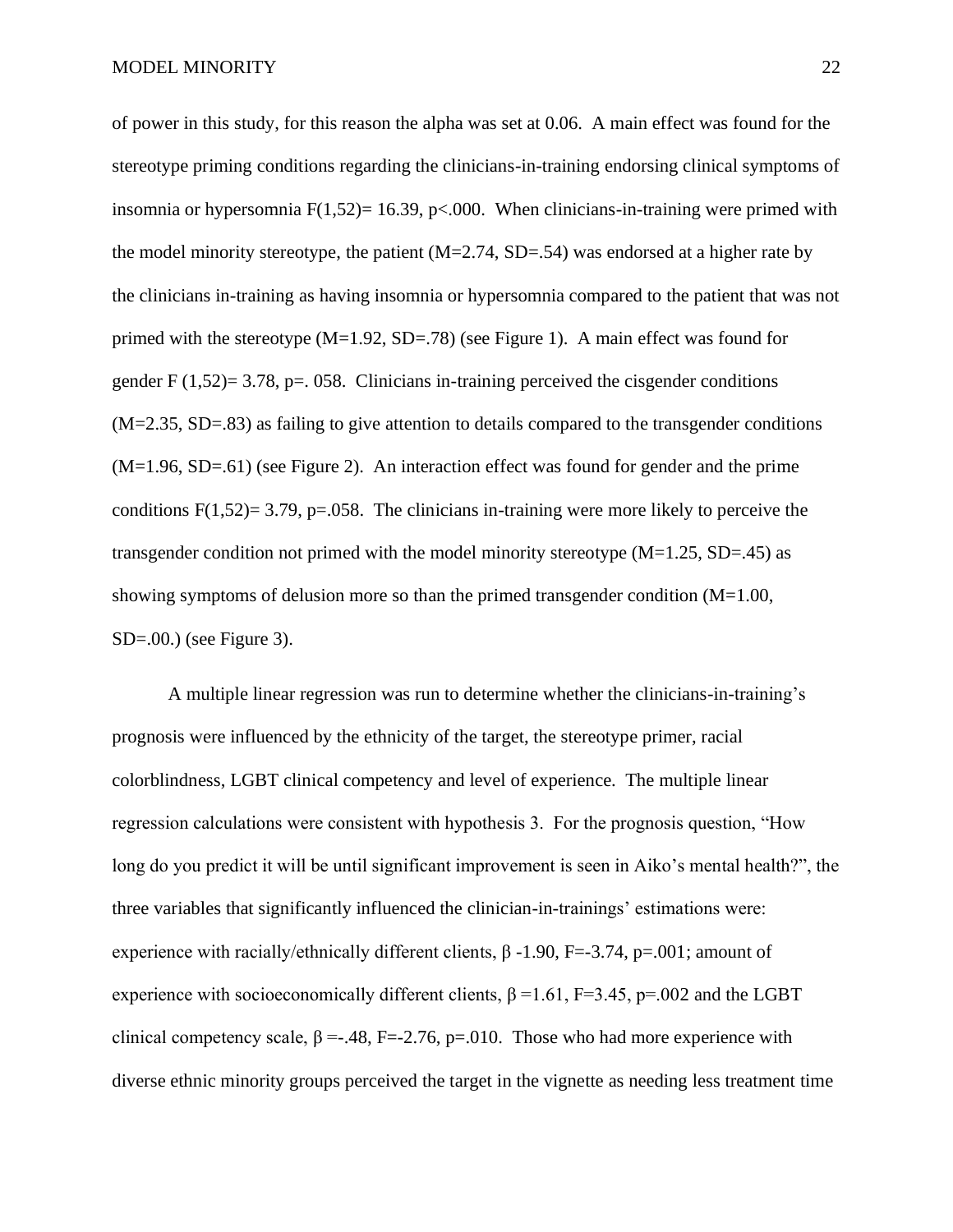of power in this study, for this reason the alpha was set at 0.06. A main effect was found for the stereotype priming conditions regarding the clinicians-in-training endorsing clinical symptoms of insomnia or hypersomnia $F(1,52) = 16.39$, $p < .000$. When clinicians-in-training were primed with the model minority stereotype, the patient ($M=2.74$, $SD=.54$) was endorsed at a higher rate by the clinicians in-training as having insomnia or hypersomnia compared to the patient that was not primed with the stereotype ($M=1.92$, $SD=.78$) (see Figure 1). A main effect was found for gender $F(1,52) = 3.78$, $p=.058$. Clinicians in-training perceived the cisgender conditions ($M=2.35$, $SD=.83$) as failing to give attention to details compared to the transgender conditions ($M=1.96$, $SD=.61$) (see Figure 2). An interaction effect was found for gender and the prime conditions $F(1,52) = 3.79$, $p=.058$. The clinicians in-training were more likely to perceive the transgender condition not primed with the model minority stereotype ($M=1.25$, $SD=.45$) as showing symptoms of delusion more so than the primed transgender condition ($M=1.00$, $SD=.00$.) (see Figure 3).

A multiple linear regression was run to determine whether the clinicians-in-training's prognosis were influenced by the ethnicity of the target, the stereotype primer, racial colorblindness, LGBT clinical competency and level of experience. The multiple linear regression calculations were consistent with hypothesis 3. For the prognosis question, "How long do you predict it will be until significant improvement is seen in Aiko's mental health?", the three variables that significantly influenced the clinician-in-trainings' estimations were: experience with racially/ethnically different clients, $\beta$ -1.90, $F=-3.74$, $p=.001$; amount of experience with socioeconomically different clients, $\beta=1.61$, $F=3.45$, $p=.002$ and the LGBT clinical competency scale, $\beta=-.48$, $F=-2.76$, $p=.010$. Those who had more experience with diverse ethnic minority groups perceived the target in the vignette as needing less treatment time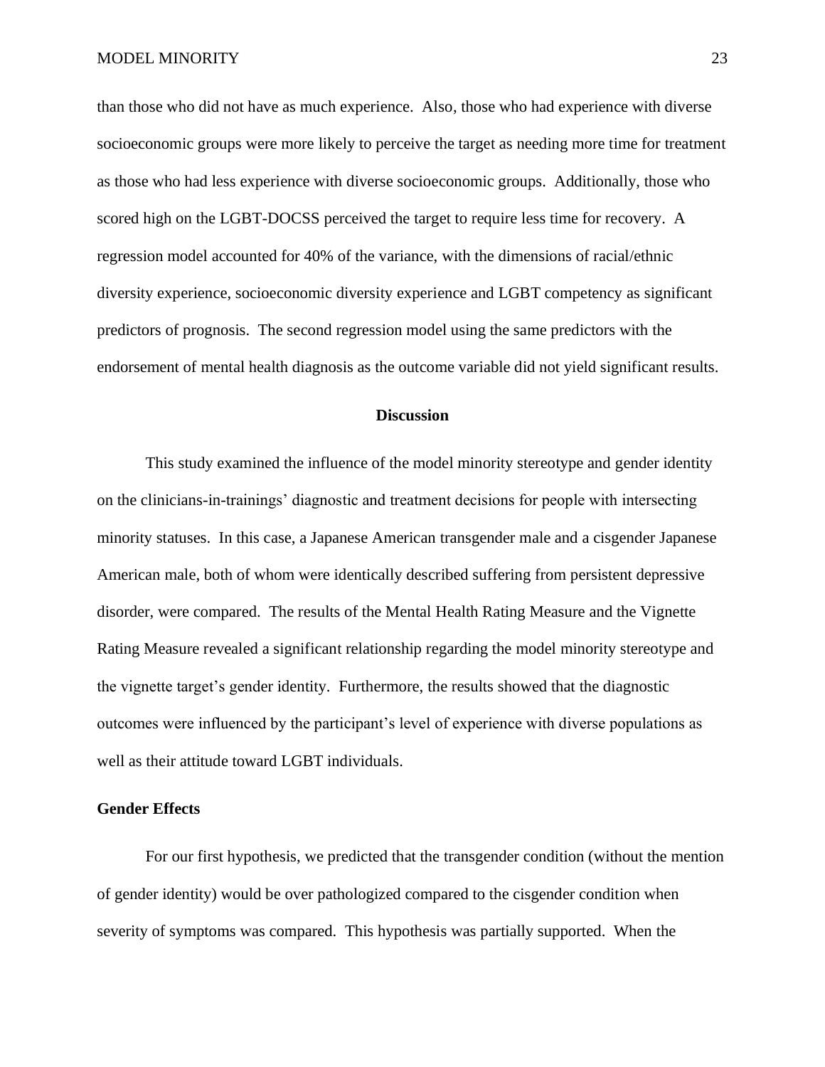than those who did not have as much experience. Also, those who had experience with diverse socioeconomic groups were more likely to perceive the target as needing more time for treatment as those who had less experience with diverse socioeconomic groups. Additionally, those who scored high on the LGBT-DOCSS perceived the target to require less time for recovery. A regression model accounted for 40% of the variance, with the dimensions of racial/ethnic diversity experience, socioeconomic diversity experience and LGBT competency as significant predictors of prognosis. The second regression model using the same predictors with the endorsement of mental health diagnosis as the outcome variable did not yield significant results.

## Discussion

This study examined the influence of the model minority stereotype and gender identity on the clinicians-in-trainings' diagnostic and treatment decisions for people with intersecting minority statuses. In this case, a Japanese American transgender male and a cisgender Japanese American male, both of whom were identically described suffering from persistent depressive disorder, were compared. The results of the Mental Health Rating Measure and the Vignette Rating Measure revealed a significant relationship regarding the model minority stereotype and the vignette target's gender identity. Furthermore, the results showed that the diagnostic outcomes were influenced by the participant's level of experience with diverse populations as well as their attitude toward LGBT individuals.

### Gender Effects

For our first hypothesis, we predicted that the transgender condition (without the mention of gender identity) would be over pathologized compared to the cisgender condition when severity of symptoms was compared. This hypothesis was partially supported. When the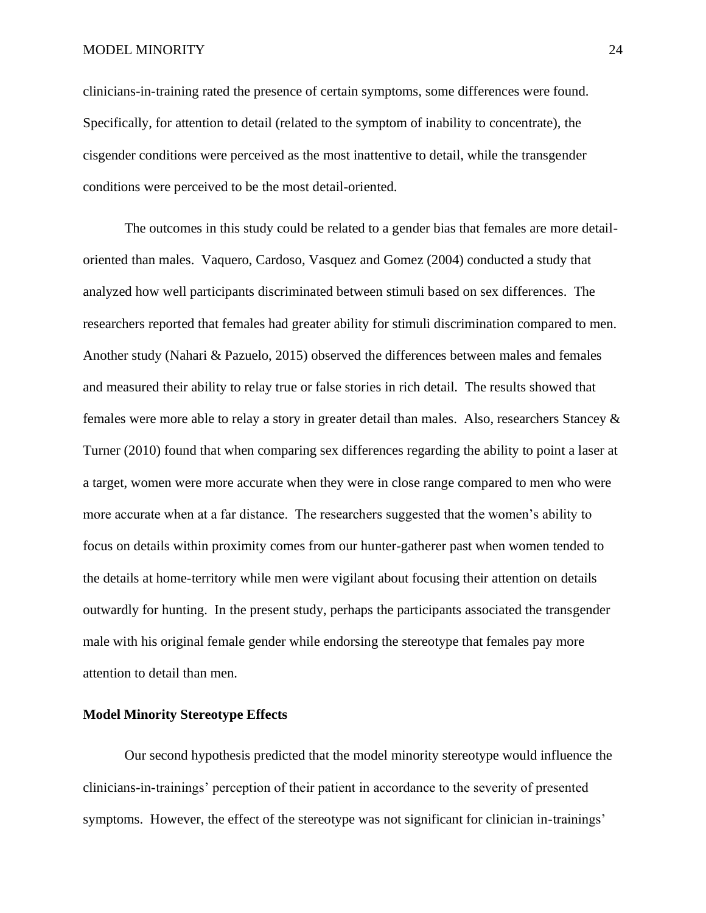clinicians-in-training rated the presence of certain symptoms, some differences were found. Specifically, for attention to detail (related to the symptom of inability to concentrate), the cisgender conditions were perceived as the most inattentive to detail, while the transgender conditions were perceived to be the most detail-oriented.

The outcomes in this study could be related to a gender bias that females are more detail-oriented than males. Vaquero, Cardoso, Vasquez and Gomez (2004) conducted a study that analyzed how well participants discriminated between stimuli based on sex differences. The researchers reported that females had greater ability for stimuli discrimination compared to men. Another study (Nahari & Pazuelo, 2015) observed the differences between males and females and measured their ability to relay true or false stories in rich detail. The results showed that females were more able to relay a story in greater detail than males. Also, researchers Stancey & Turner (2010) found that when comparing sex differences regarding the ability to point a laser at a target, women were more accurate when they were in close range compared to men who were more accurate when at a far distance. The researchers suggested that the women's ability to focus on details within proximity comes from our hunter-gatherer past when women tended to the details at home-territory while men were vigilant about focusing their attention on details outwardly for hunting. In the present study, perhaps the participants associated the transgender male with his original female gender while endorsing the stereotype that females pay more attention to detail than men.

### Model Minority Stereotype Effects

Our second hypothesis predicted that the model minority stereotype would influence the clinicians-in-trainings' perception of their patient in accordance to the severity of presented symptoms. However, the effect of the stereotype was not significant for clinician in-trainings'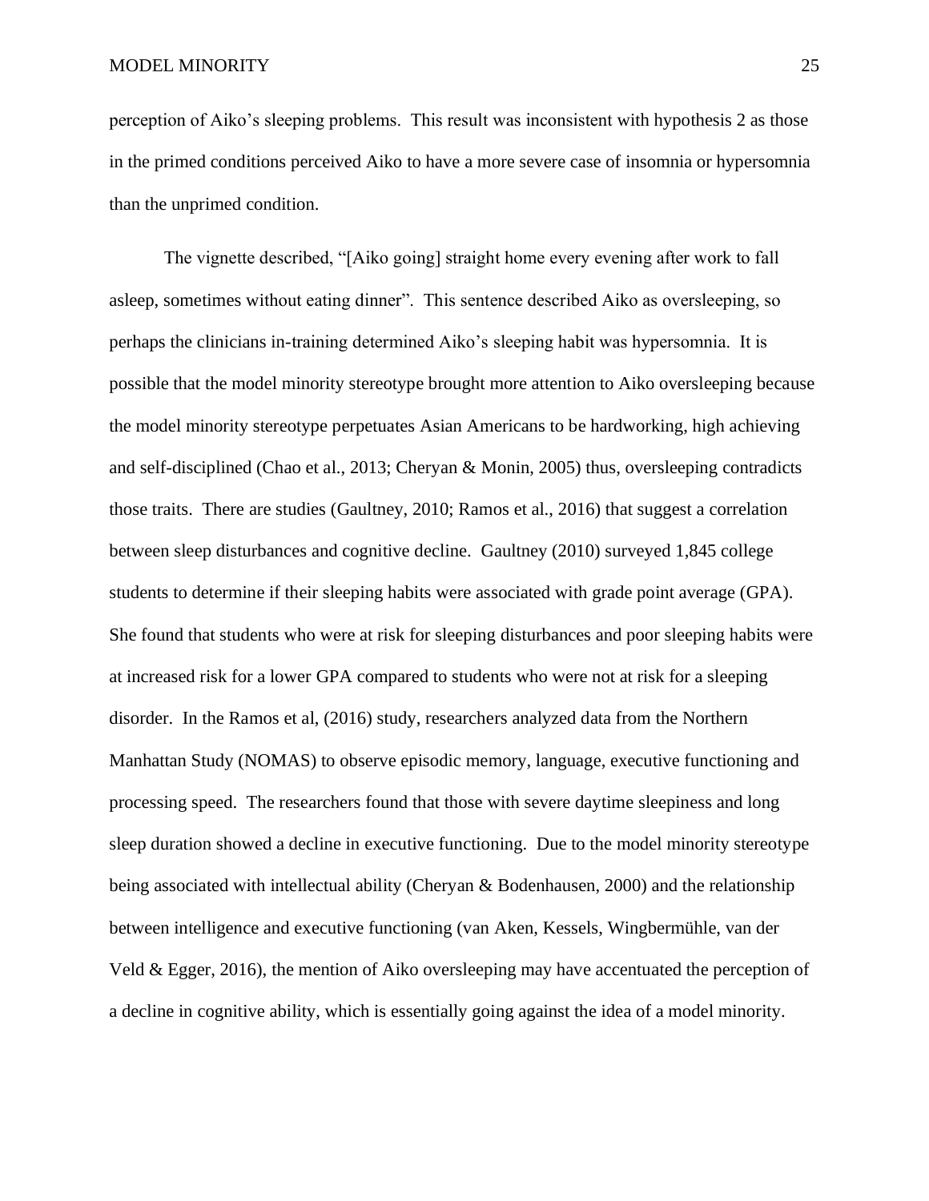perception of Aiko's sleeping problems. This result was inconsistent with hypothesis 2 as those in the primed conditions perceived Aiko to have a more severe case of insomnia or hypersomnia than the unprimed condition.

The vignette described, "[Aiko going] straight home every evening after work to fall asleep, sometimes without eating dinner". This sentence described Aiko as oversleeping, so perhaps the clinicians in-training determined Aiko's sleeping habit was hypersomnia. It is possible that the model minority stereotype brought more attention to Aiko oversleeping because the model minority stereotype perpetuates Asian Americans to be hardworking, high achieving and self-disciplined (Chao et al., 2013; Cheryan & Monin, 2005) thus, oversleeping contradicts those traits. There are studies (Gaultney, 2010; Ramos et al., 2016) that suggest a correlation between sleep disturbances and cognitive decline. Gaultney (2010) surveyed 1,845 college students to determine if their sleeping habits were associated with grade point average (GPA). She found that students who were at risk for sleeping disturbances and poor sleeping habits were at increased risk for a lower GPA compared to students who were not at risk for a sleeping disorder. In the Ramos et al, (2016) study, researchers analyzed data from the Northern Manhattan Study (NOMAS) to observe episodic memory, language, executive functioning and processing speed. The researchers found that those with severe daytime sleepiness and long sleep duration showed a decline in executive functioning. Due to the model minority stereotype being associated with intellectual ability (Cheryan & Bodenhausen, 2000) and the relationship between intelligence and executive functioning (van Aken, Kessels, Wingbermühle, van der Veld & Egger, 2016), the mention of Aiko oversleeping may have accentuated the perception of a decline in cognitive ability, which is essentially going against the idea of a model minority.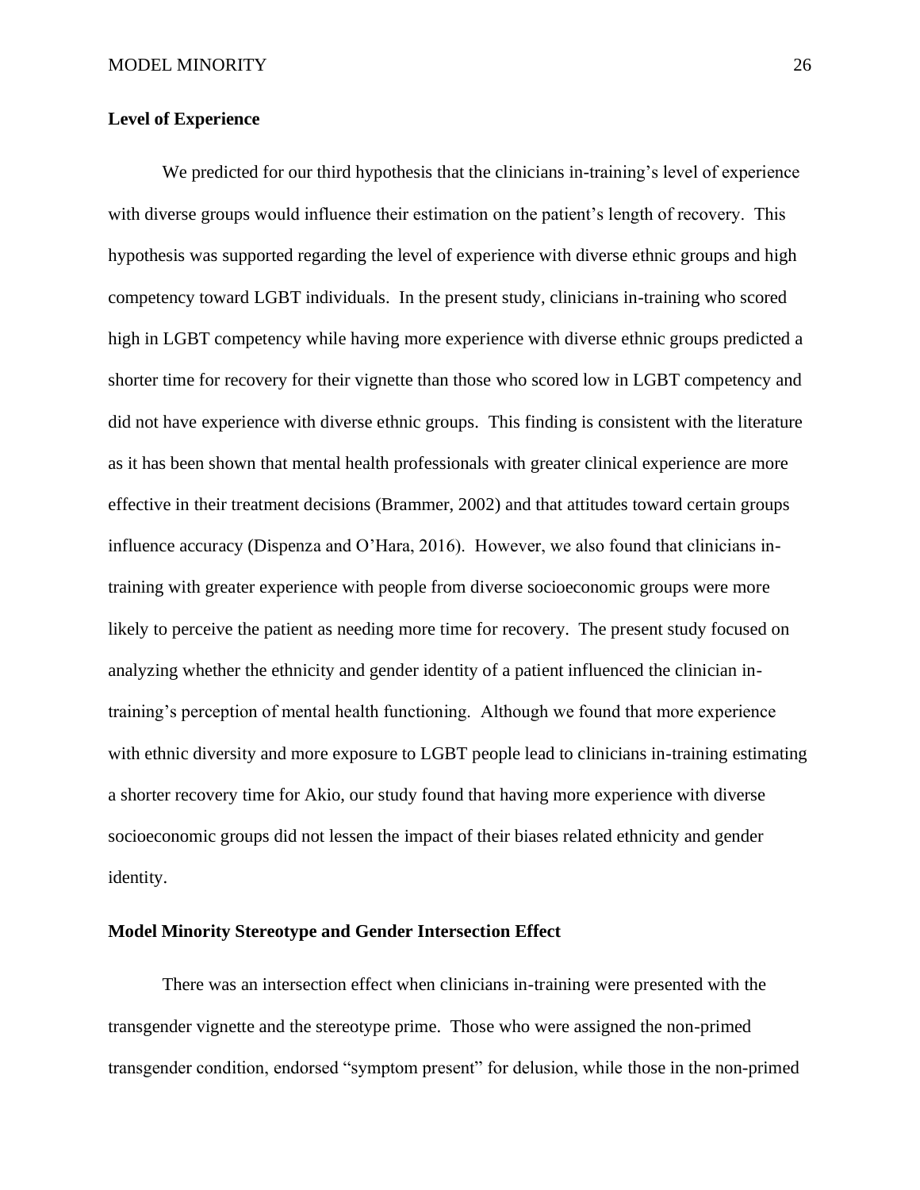**Level of Experience**

We predicted for our third hypothesis that the clinicians in-training's level of experience with diverse groups would influence their estimation on the patient's length of recovery. This hypothesis was supported regarding the level of experience with diverse ethnic groups and high competency toward LGBT individuals. In the present study, clinicians in-training who scored high in LGBT competency while having more experience with diverse ethnic groups predicted a shorter time for recovery for their vignette than those who scored low in LGBT competency and did not have experience with diverse ethnic groups. This finding is consistent with the literature as it has been shown that mental health professionals with greater clinical experience are more effective in their treatment decisions (Brammer, 2002) and that attitudes toward certain groups influence accuracy (Dispenza and O'Hara, 2016). However, we also found that clinicians in-training with greater experience with people from diverse socioeconomic groups were more likely to perceive the patient as needing more time for recovery. The present study focused on analyzing whether the ethnicity and gender identity of a patient influenced the clinician in-training's perception of mental health functioning. Although we found that more experience with ethnic diversity and more exposure to LGBT people lead to clinicians in-training estimating a shorter recovery time for Akio, our study found that having more experience with diverse socioeconomic groups did not lessen the impact of their biases related ethnicity and gender identity.

**Model Minority Stereotype and Gender Intersection Effect**

There was an intersection effect when clinicians in-training were presented with the transgender vignette and the stereotype prime. Those who were assigned the non-primed transgender condition, endorsed "symptom present" for delusion, while those in the non-primed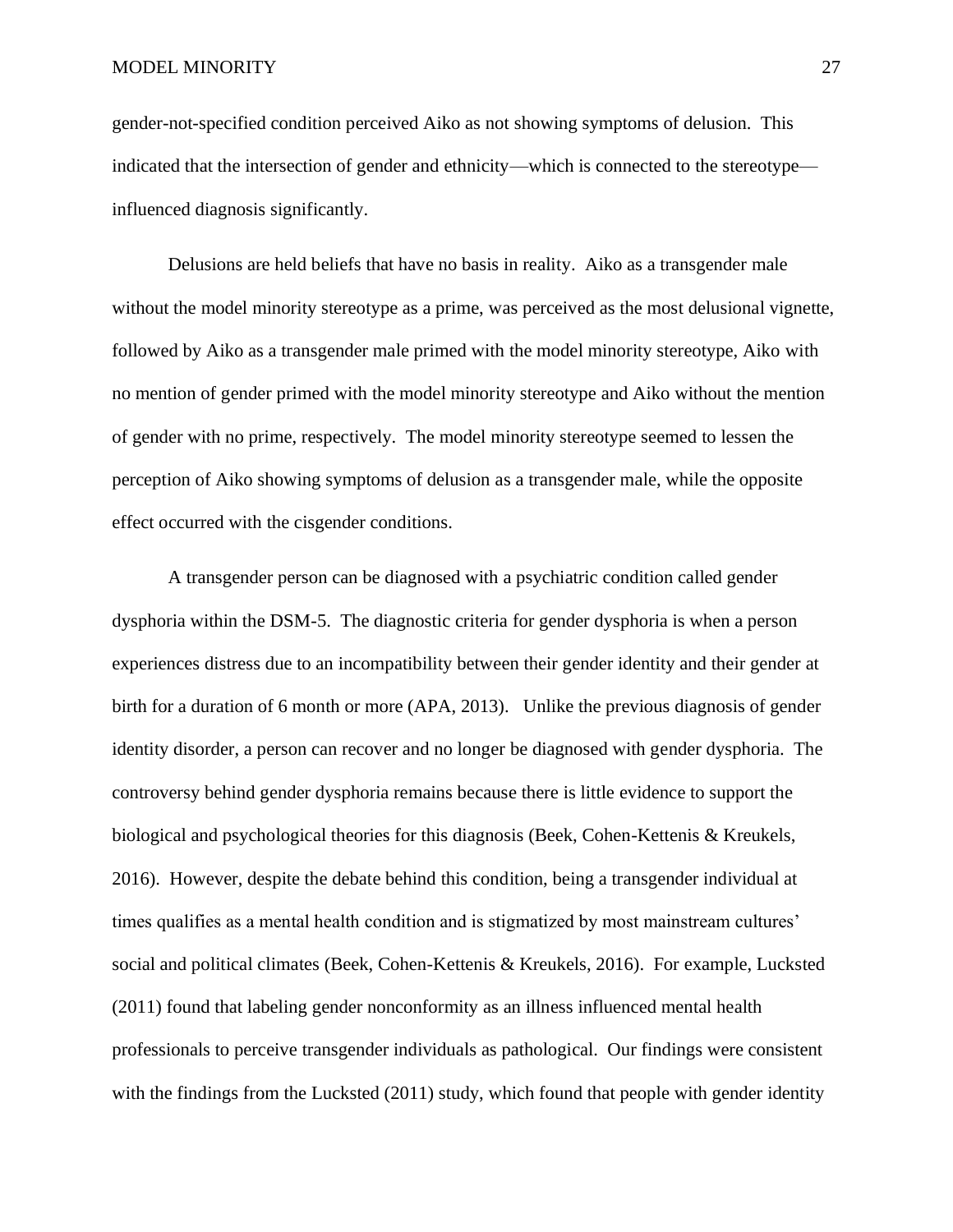gender-not-specified condition perceived Aiko as not showing symptoms of delusion. This indicated that the intersection of gender and ethnicity—which is connected to the stereotype—influenced diagnosis significantly.

Delusions are held beliefs that have no basis in reality. Aiko as a transgender male without the model minority stereotype as a prime, was perceived as the most delusional vignette, followed by Aiko as a transgender male primed with the model minority stereotype, Aiko with no mention of gender primed with the model minority stereotype and Aiko without the mention of gender with no prime, respectively. The model minority stereotype seemed to lessen the perception of Aiko showing symptoms of delusion as a transgender male, while the opposite effect occurred with the cisgender conditions.

A transgender person can be diagnosed with a psychiatric condition called gender dysphoria within the DSM-5. The diagnostic criteria for gender dysphoria is when a person experiences distress due to an incompatibility between their gender identity and their gender at birth for a duration of 6 month or more (APA, 2013). Unlike the previous diagnosis of gender identity disorder, a person can recover and no longer be diagnosed with gender dysphoria. The controversy behind gender dysphoria remains because there is little evidence to support the biological and psychological theories for this diagnosis (Beek, Cohen-Kettenis & Kreukels, 2016). However, despite the debate behind this condition, being a transgender individual at times qualifies as a mental health condition and is stigmatized by most mainstream cultures' social and political climates (Beek, Cohen-Kettenis & Kreukels, 2016). For example, Lucksted (2011) found that labeling gender nonconformity as an illness influenced mental health professionals to perceive transgender individuals as pathological. Our findings were consistent with the findings from the Lucksted (2011) study, which found that people with gender identity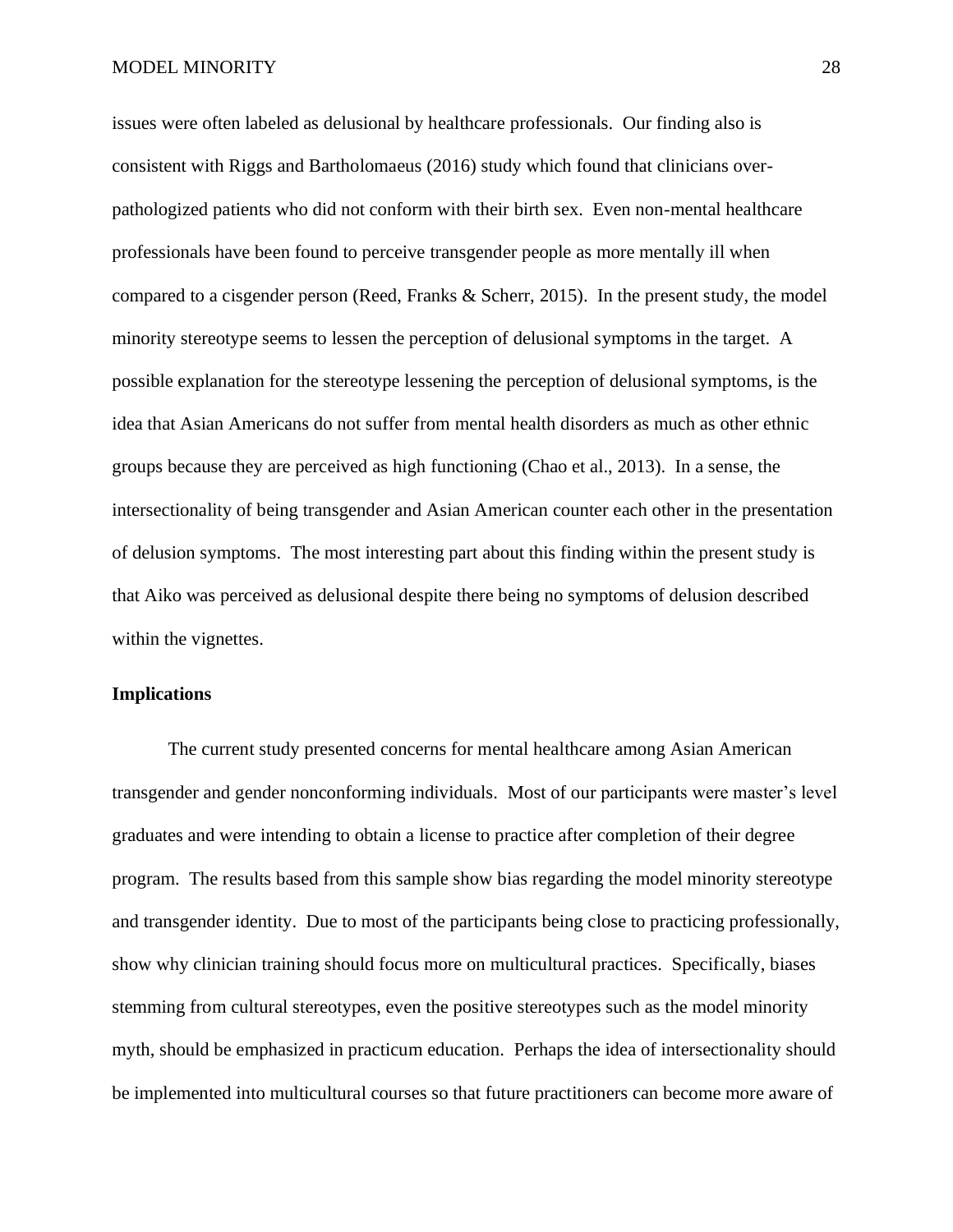issues were often labeled as delusional by healthcare professionals. Our finding also is consistent with Riggs and Bartholomaeus (2016) study which found that clinicians over-pathologized patients who did not conform with their birth sex. Even non-mental healthcare professionals have been found to perceive transgender people as more mentally ill when compared to a cisgender person (Reed, Franks & Scherr, 2015). In the present study, the model minority stereotype seems to lessen the perception of delusional symptoms in the target. A possible explanation for the stereotype lessening the perception of delusional symptoms, is the idea that Asian Americans do not suffer from mental health disorders as much as other ethnic groups because they are perceived as high functioning (Chao et al., 2013). In a sense, the intersectionality of being transgender and Asian American counter each other in the presentation of delusion symptoms. The most interesting part about this finding within the present study is that Aiko was perceived as delusional despite there being no symptoms of delusion described within the vignettes.

## Implications

The current study presented concerns for mental healthcare among Asian American transgender and gender nonconforming individuals. Most of our participants were master's level graduates and were intending to obtain a license to practice after completion of their degree program. The results based from this sample show bias regarding the model minority stereotype and transgender identity. Due to most of the participants being close to practicing professionally, show why clinician training should focus more on multicultural practices. Specifically, biases stemming from cultural stereotypes, even the positive stereotypes such as the model minority myth, should be emphasized in practicum education. Perhaps the idea of intersectionality should be implemented into multicultural courses so that future practitioners can become more aware of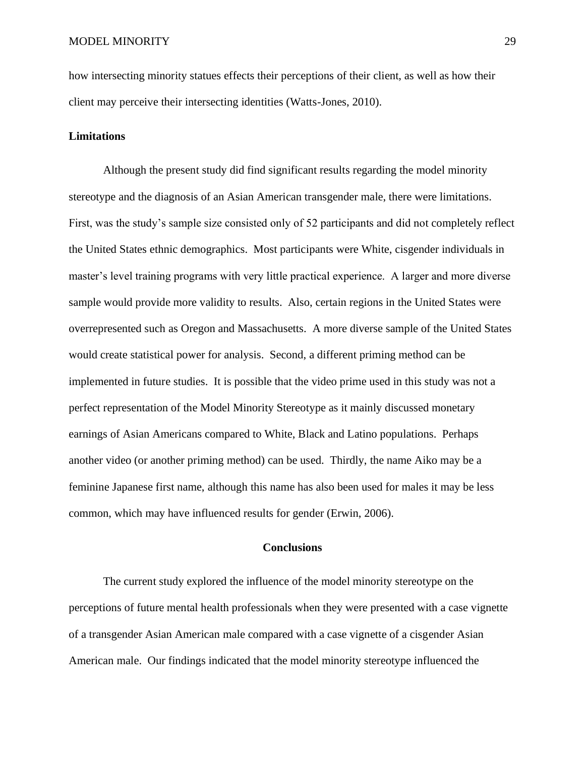how intersecting minority statues effects their perceptions of their client, as well as how their client may perceive their intersecting identities (Watts-Jones, 2010).

**Limitations**

Although the present study did find significant results regarding the model minority stereotype and the diagnosis of an Asian American transgender male, there were limitations. First, was the study's sample size consisted only of 52 participants and did not completely reflect the United States ethnic demographics. Most participants were White, cisgender individuals in master's level training programs with very little practical experience. A larger and more diverse sample would provide more validity to results. Also, certain regions in the United States were overrepresented such as Oregon and Massachusetts. A more diverse sample of the United States would create statistical power for analysis. Second, a different priming method can be implemented in future studies. It is possible that the video prime used in this study was not a perfect representation of the Model Minority Stereotype as it mainly discussed monetary earnings of Asian Americans compared to White, Black and Latino populations. Perhaps another video (or another priming method) can be used. Thirdly, the name Aiko may be a feminine Japanese first name, although this name has also been used for males it may be less common, which may have influenced results for gender (Erwin, 2006).

## Conclusions

The current study explored the influence of the model minority stereotype on the perceptions of future mental health professionals when they were presented with a case vignette of a transgender Asian American male compared with a case vignette of a cisgender Asian American male. Our findings indicated that the model minority stereotype influenced the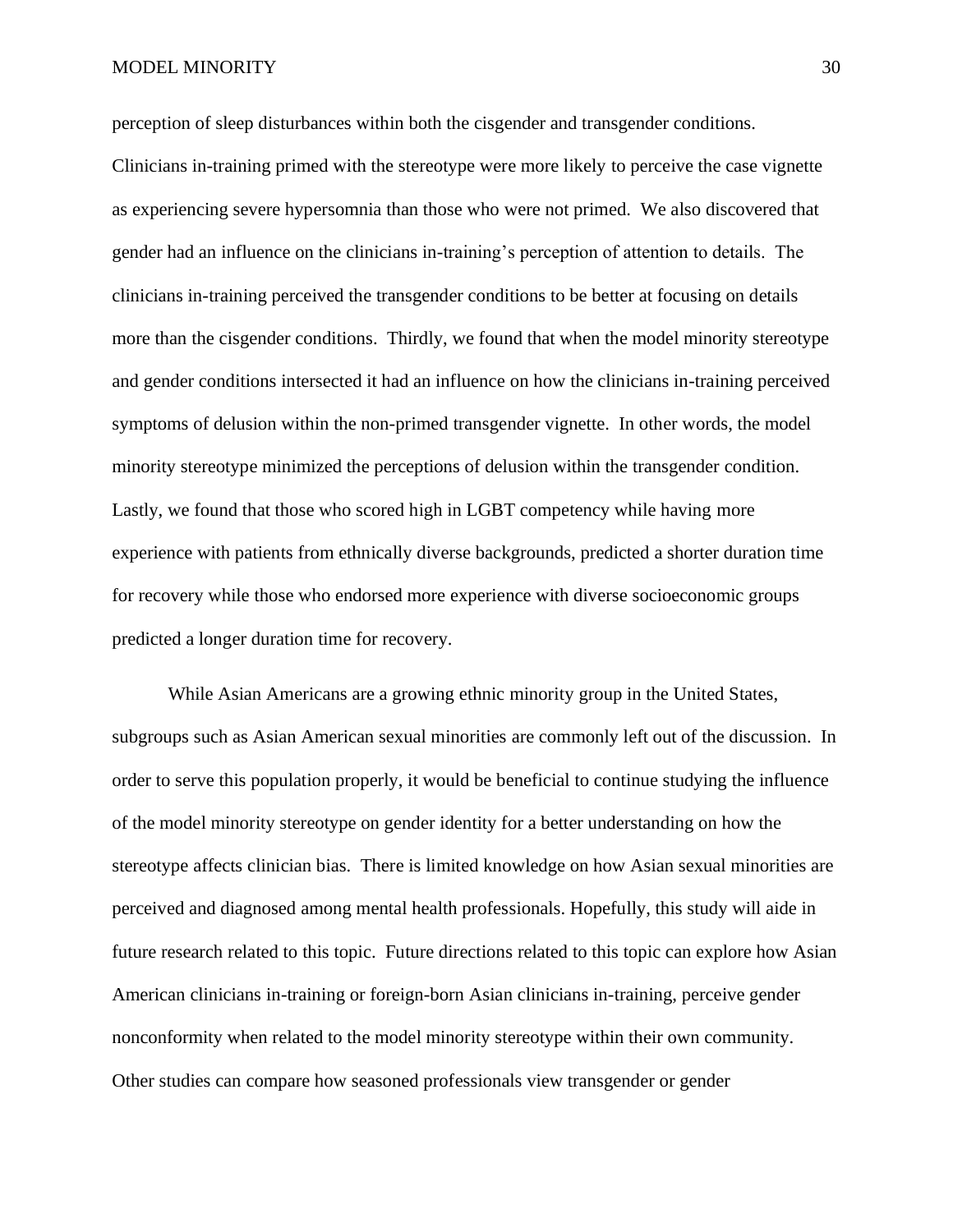perception of sleep disturbances within both the cisgender and transgender conditions. Clinicians in-training primed with the stereotype were more likely to perceive the case vignette as experiencing severe hypersomnia than those who were not primed. We also discovered that gender had an influence on the clinicians in-training's perception of attention to details. The clinicians in-training perceived the transgender conditions to be better at focusing on details more than the cisgender conditions. Thirdly, we found that when the model minority stereotype and gender conditions intersected it had an influence on how the clinicians in-training perceived symptoms of delusion within the non-primed transgender vignette. In other words, the model minority stereotype minimized the perceptions of delusion within the transgender condition. Lastly, we found that those who scored high in LGBT competency while having more experience with patients from ethnically diverse backgrounds, predicted a shorter duration time for recovery while those who endorsed more experience with diverse socioeconomic groups predicted a longer duration time for recovery.

While Asian Americans are a growing ethnic minority group in the United States, subgroups such as Asian American sexual minorities are commonly left out of the discussion. In order to serve this population properly, it would be beneficial to continue studying the influence of the model minority stereotype on gender identity for a better understanding on how the stereotype affects clinician bias. There is limited knowledge on how Asian sexual minorities are perceived and diagnosed among mental health professionals. Hopefully, this study will aide in future research related to this topic. Future directions related to this topic can explore how Asian American clinicians in-training or foreign-born Asian clinicians in-training, perceive gender nonconformity when related to the model minority stereotype within their own community. Other studies can compare how seasoned professionals view transgender or gender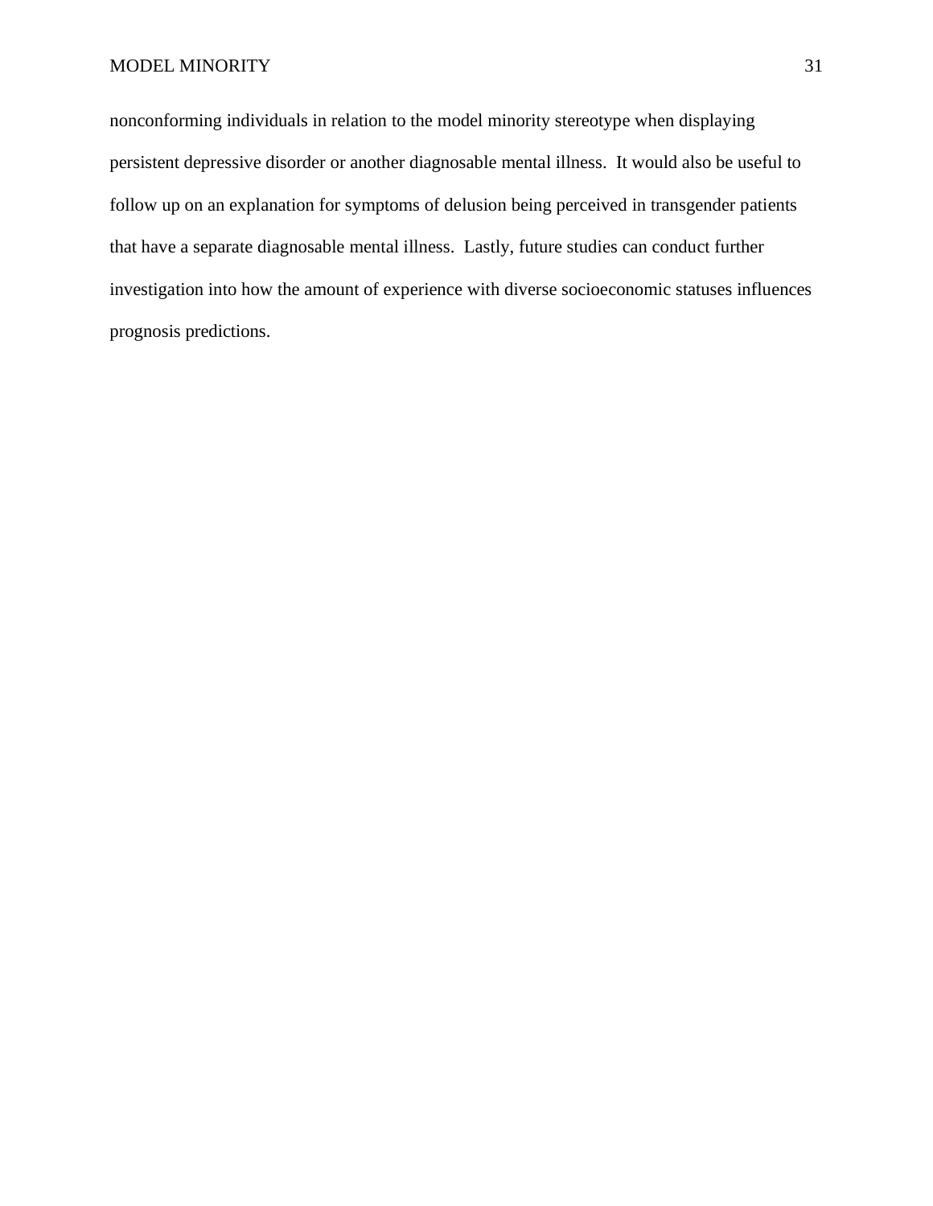nonconforming individuals in relation to the model minority stereotype when displaying persistent depressive disorder or another diagnosable mental illness.  It would also be useful to follow up on an explanation for symptoms of delusion being perceived in transgender patients that have a separate diagnosable mental illness.  Lastly, future studies can conduct further investigation into how the amount of experience with diverse socioeconomic statuses influences prognosis predictions.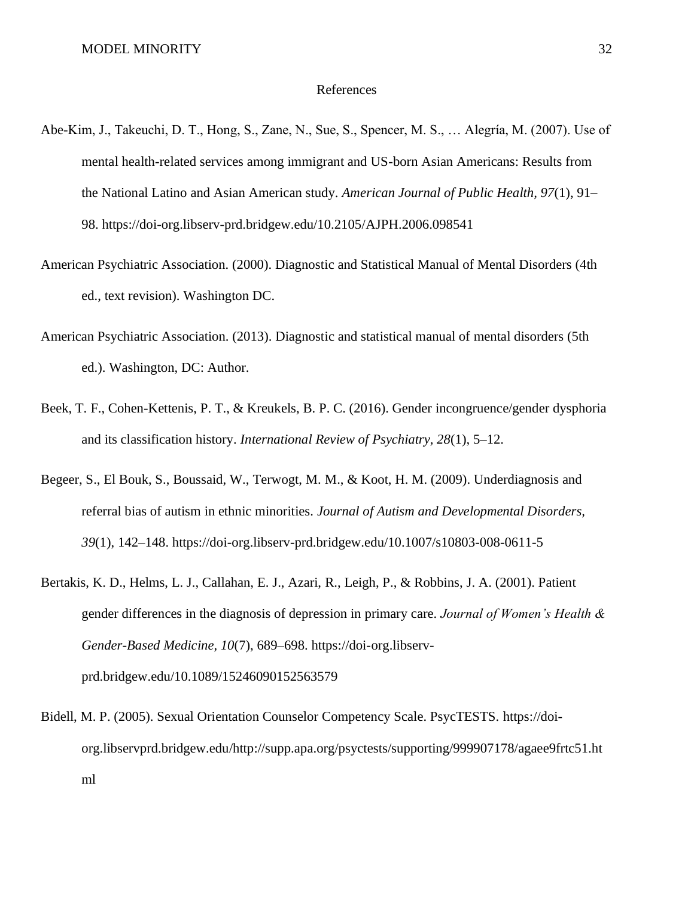# References

Abe-Kim, J., Takeuchi, D. T., Hong, S., Zane, N., Sue, S., Spencer, M. S., … Alegría, M. (2007). Use of mental health-related services among immigrant and US-born Asian Americans: Results from the National Latino and Asian American study. *American Journal of Public Health, 97*(1), 91–98. https://doi-org.libserv-prd.bridgew.edu/10.2105/AJPH.2006.098541

American Psychiatric Association. (2000). Diagnostic and Statistical Manual of Mental Disorders (4th ed., text revision). Washington DC.

American Psychiatric Association. (2013). Diagnostic and statistical manual of mental disorders (5th ed.). Washington, DC: Author.

Beek, T. F., Cohen-Kettenis, P. T., & Kreukels, B. P. C. (2016). Gender incongruence/gender dysphoria and its classification history. *International Review of Psychiatry, 28*(1), 5–12.

Begeer, S., El Bouk, S., Boussaid, W., Terwogt, M. M., & Koot, H. M. (2009). Underdiagnosis and referral bias of autism in ethnic minorities. *Journal of Autism and Developmental Disorders, 39*(1), 142–148. https://doi-org.libserv-prd.bridgew.edu/10.1007/s10803-008-0611-5

Bertakis, K. D., Helms, L. J., Callahan, E. J., Azari, R., Leigh, P., & Robbins, J. A. (2001). Patient gender differences in the diagnosis of depression in primary care. *Journal of Women's Health & Gender-Based Medicine, 10*(7), 689–698. https://doi-org.libserv-prd.bridgew.edu/10.1089/15246090152563579

Bidell, M. P. (2005). Sexual Orientation Counselor Competency Scale. PsycTESTS. https://doi-org.libservprd.bridgew.edu/http://supp.apa.org/psyctests/supporting/999907178/agaee9frtc51.html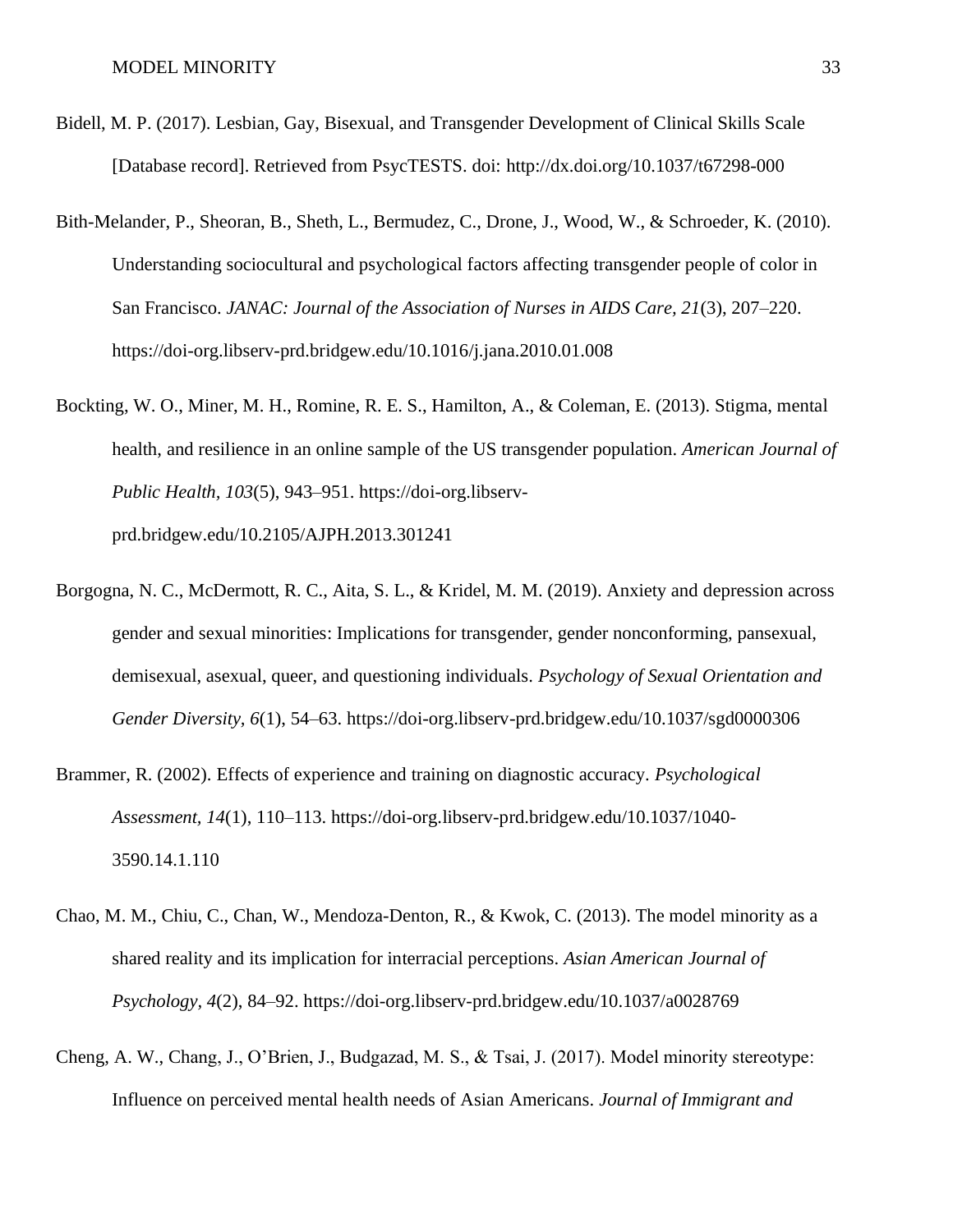Bidell, M. P. (2017). Lesbian, Gay, Bisexual, and Transgender Development of Clinical Skills Scale [Database record]. Retrieved from PsycTESTS. doi: http://dx.doi.org/10.1037/t67298-000

Bith-Melander, P., Sheoran, B., Sheth, L., Bermudez, C., Drone, J., Wood, W., & Schroeder, K. (2010). Understanding sociocultural and psychological factors affecting transgender people of color in San Francisco. *JANAC: Journal of the Association of Nurses in AIDS Care, 21*(3), 207–220. https://doi-org.libserv-prd.bridgew.edu/10.1016/j.jana.2010.01.008

Bockting, W. O., Miner, M. H., Romine, R. E. S., Hamilton, A., & Coleman, E. (2013). Stigma, mental health, and resilience in an online sample of the US transgender population. *American Journal of Public Health, 103*(5), 943–951. https://doi-org.libserv-prd.bridgew.edu/10.2105/AJPH.2013.301241

Borgogna, N. C., McDermott, R. C., Aita, S. L., & Kridel, M. M. (2019). Anxiety and depression across gender and sexual minorities: Implications for transgender, gender nonconforming, pansexual, demisexual, asexual, queer, and questioning individuals. *Psychology of Sexual Orientation and Gender Diversity, 6*(1), 54–63. https://doi-org.libserv-prd.bridgew.edu/10.1037/sgd0000306

Brammer, R. (2002). Effects of experience and training on diagnostic accuracy. *Psychological Assessment, 14*(1), 110–113. https://doi-org.libserv-prd.bridgew.edu/10.1037/1040-3590.14.1.110

Chao, M. M., Chiu, C., Chan, W., Mendoza-Denton, R., & Kwok, C. (2013). The model minority as a shared reality and its implication for interracial perceptions. *Asian American Journal of Psychology, 4*(2), 84–92. https://doi-org.libserv-prd.bridgew.edu/10.1037/a0028769

Cheng, A. W., Chang, J., O'Brien, J., Budgazad, M. S., & Tsai, J. (2017). Model minority stereotype: Influence on perceived mental health needs of Asian Americans. *Journal of Immigrant and*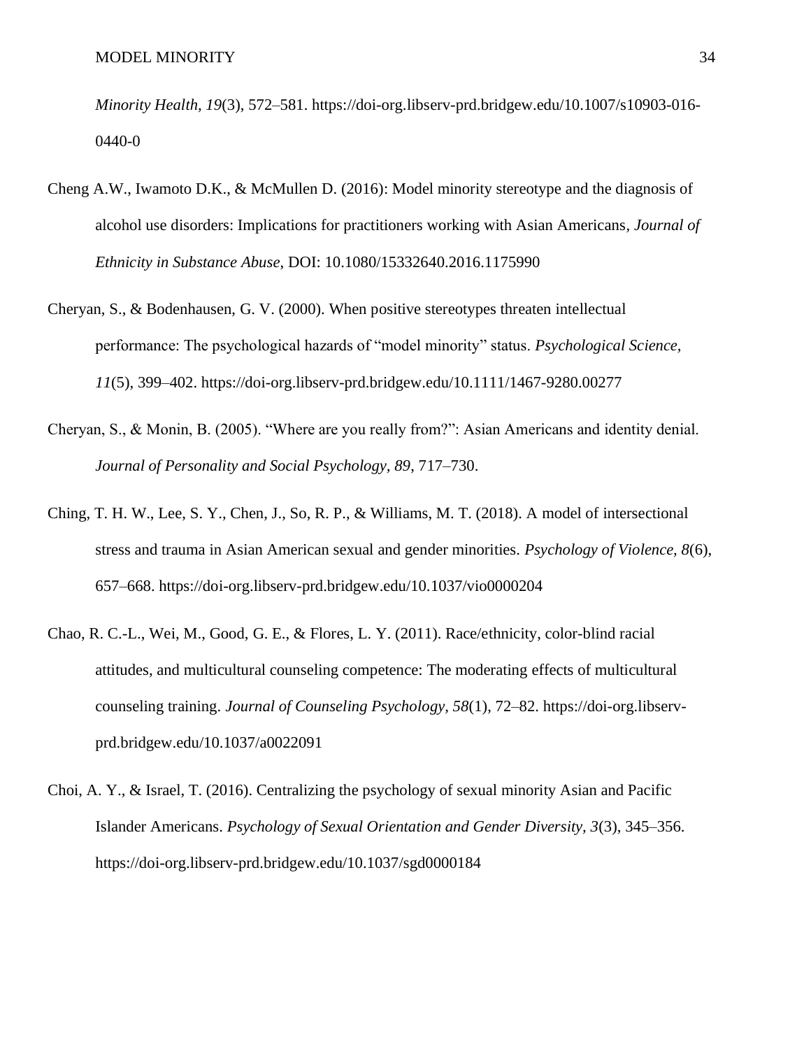*Minority Health, 19*(3), 572–581. https://doi-org.libserv-prd.bridgew.edu/10.1007/s10903-016-0440-0

Cheng A.W., Iwamoto D.K., & McMullen D. (2016): Model minority stereotype and the diagnosis of alcohol use disorders: Implications for practitioners working with Asian Americans, *Journal of Ethnicity in Substance Abuse*, DOI: 10.1080/15332640.2016.1175990

Cheryan, S., & Bodenhausen, G. V. (2000). When positive stereotypes threaten intellectual performance: The psychological hazards of "model minority" status. *Psychological Science, 11*(5), 399–402. https://doi-org.libserv-prd.bridgew.edu/10.1111/1467-9280.00277

Cheryan, S., & Monin, B. (2005). "Where are you really from?": Asian Americans and identity denial. *Journal of Personality and Social Psychology, 89*, 717–730.

Ching, T. H. W., Lee, S. Y., Chen, J., So, R. P., & Williams, M. T. (2018). A model of intersectional stress and trauma in Asian American sexual and gender minorities. *Psychology of Violence, 8*(6), 657–668. https://doi-org.libserv-prd.bridgew.edu/10.1037/vio0000204

Chao, R. C.-L., Wei, M., Good, G. E., & Flores, L. Y. (2011). Race/ethnicity, color-blind racial attitudes, and multicultural counseling competence: The moderating effects of multicultural counseling training. *Journal of Counseling Psychology, 58*(1), 72–82. https://doi-org.libserv-prd.bridgew.edu/10.1037/a0022091

Choi, A. Y., & Israel, T. (2016). Centralizing the psychology of sexual minority Asian and Pacific Islander Americans. *Psychology of Sexual Orientation and Gender Diversity, 3*(3), 345–356. https://doi-org.libserv-prd.bridgew.edu/10.1037/sgd0000184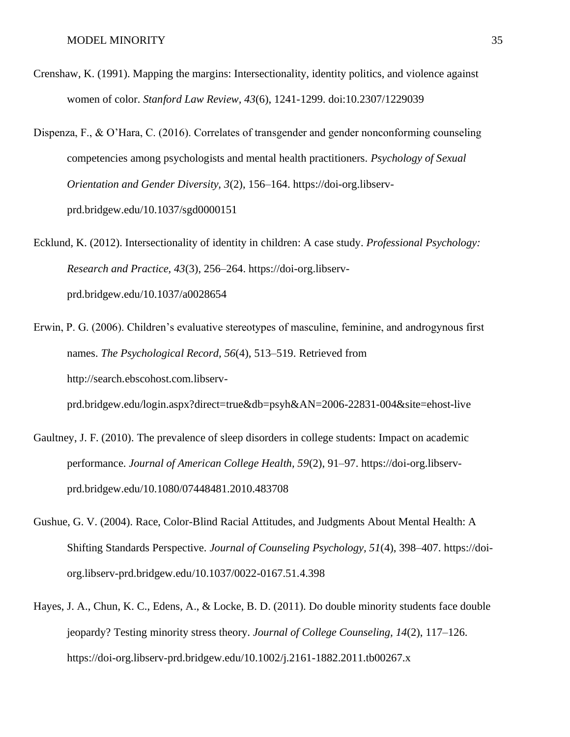Crenshaw, K. (1991). Mapping the margins: Intersectionality, identity politics, and violence against women of color. *Stanford Law Review, 43*(6), 1241-1299. doi:10.2307/1229039

Dispenza, F., & O'Hara, C. (2016). Correlates of transgender and gender nonconforming counseling competencies among psychologists and mental health practitioners. *Psychology of Sexual Orientation and Gender Diversity, 3*(2), 156–164. https://doi-org.libserv-prd.bridgew.edu/10.1037/sgd0000151

Ecklund, K. (2012). Intersectionality of identity in children: A case study. *Professional Psychology: Research and Practice, 43*(3), 256–264. https://doi-org.libserv-prd.bridgew.edu/10.1037/a0028654

Erwin, P. G. (2006). Children's evaluative stereotypes of masculine, feminine, and androgynous first names. *The Psychological Record, 56*(4), 513–519. Retrieved from http://search.ebscohost.com.libserv-prd.bridgew.edu/login.aspx?direct=true&db=psyh&AN=2006-22831-004&site=ehost-live

Gaultney, J. F. (2010). The prevalence of sleep disorders in college students: Impact on academic performance. *Journal of American College Health, 59*(2), 91–97. https://doi-org.libserv-prd.bridgew.edu/10.1080/07448481.2010.483708

Gushue, G. V. (2004). Race, Color-Blind Racial Attitudes, and Judgments About Mental Health: A Shifting Standards Perspective. *Journal of Counseling Psychology, 51*(4), 398–407. https://doi-org.libserv-prd.bridgew.edu/10.1037/0022-0167.51.4.398

Hayes, J. A., Chun, K. C., Edens, A., & Locke, B. D. (2011). Do double minority students face double jeopardy? Testing minority stress theory. *Journal of College Counseling, 14*(2), 117–126. https://doi-org.libserv-prd.bridgew.edu/10.1002/j.2161-1882.2011.tb00267.x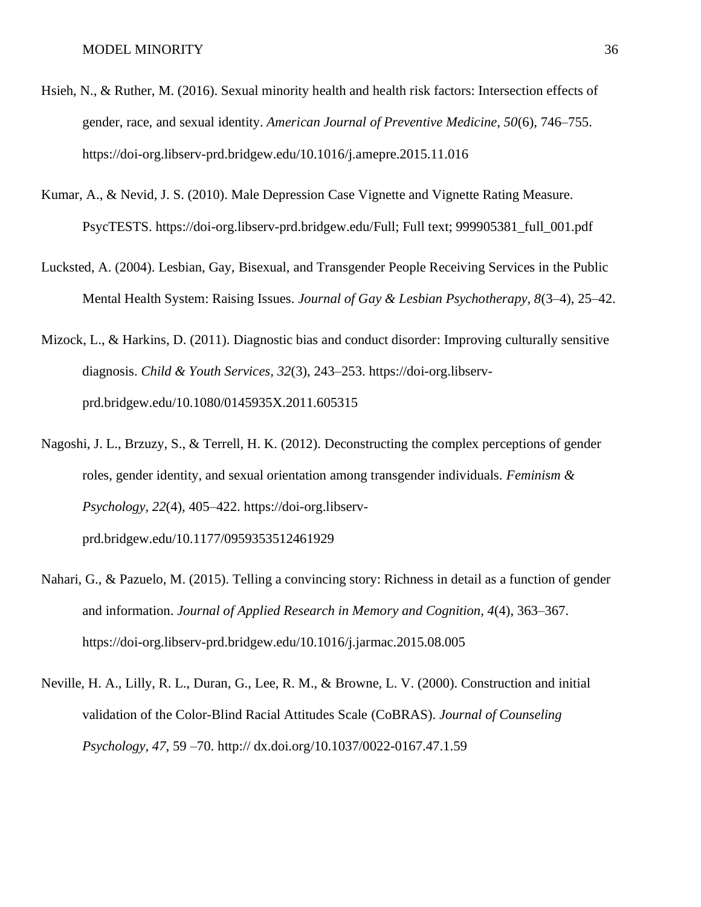Hsieh, N., & Ruther, M. (2016). Sexual minority health and health risk factors: Intersection effects of gender, race, and sexual identity. *American Journal of Preventive Medicine, 50*(6), 746–755. https://doi-org.libserv-prd.bridgew.edu/10.1016/j.amepre.2015.11.016

Kumar, A., & Nevid, J. S. (2010). Male Depression Case Vignette and Vignette Rating Measure. PsycTESTS. https://doi-org.libserv-prd.bridgew.edu/Full; Full text; 999905381_full_001.pdf

Lucksted, A. (2004). Lesbian, Gay, Bisexual, and Transgender People Receiving Services in the Public Mental Health System: Raising Issues. *Journal of Gay & Lesbian Psychotherapy, 8*(3–4), 25–42.

Mizock, L., & Harkins, D. (2011). Diagnostic bias and conduct disorder: Improving culturally sensitive diagnosis. *Child & Youth Services, 32*(3), 243–253. https://doi-org.libserv-prd.bridgew.edu/10.1080/0145935X.2011.605315

Nagoshi, J. L., Brzuzy, S., & Terrell, H. K. (2012). Deconstructing the complex perceptions of gender roles, gender identity, and sexual orientation among transgender individuals. *Feminism & Psychology, 22*(4), 405–422. https://doi-org.libserv-prd.bridgew.edu/10.1177/0959353512461929

Nahari, G., & Pazuelo, M. (2015). Telling a convincing story: Richness in detail as a function of gender and information. *Journal of Applied Research in Memory and Cognition, 4*(4), 363–367. https://doi-org.libserv-prd.bridgew.edu/10.1016/j.jarmac.2015.08.005

Neville, H. A., Lilly, R. L., Duran, G., Lee, R. M., & Browne, L. V. (2000). Construction and initial validation of the Color-Blind Racial Attitudes Scale (CoBRAS). *Journal of Counseling Psychology, 47*, 59 –70. http:// dx.doi.org/10.1037/0022-0167.47.1.59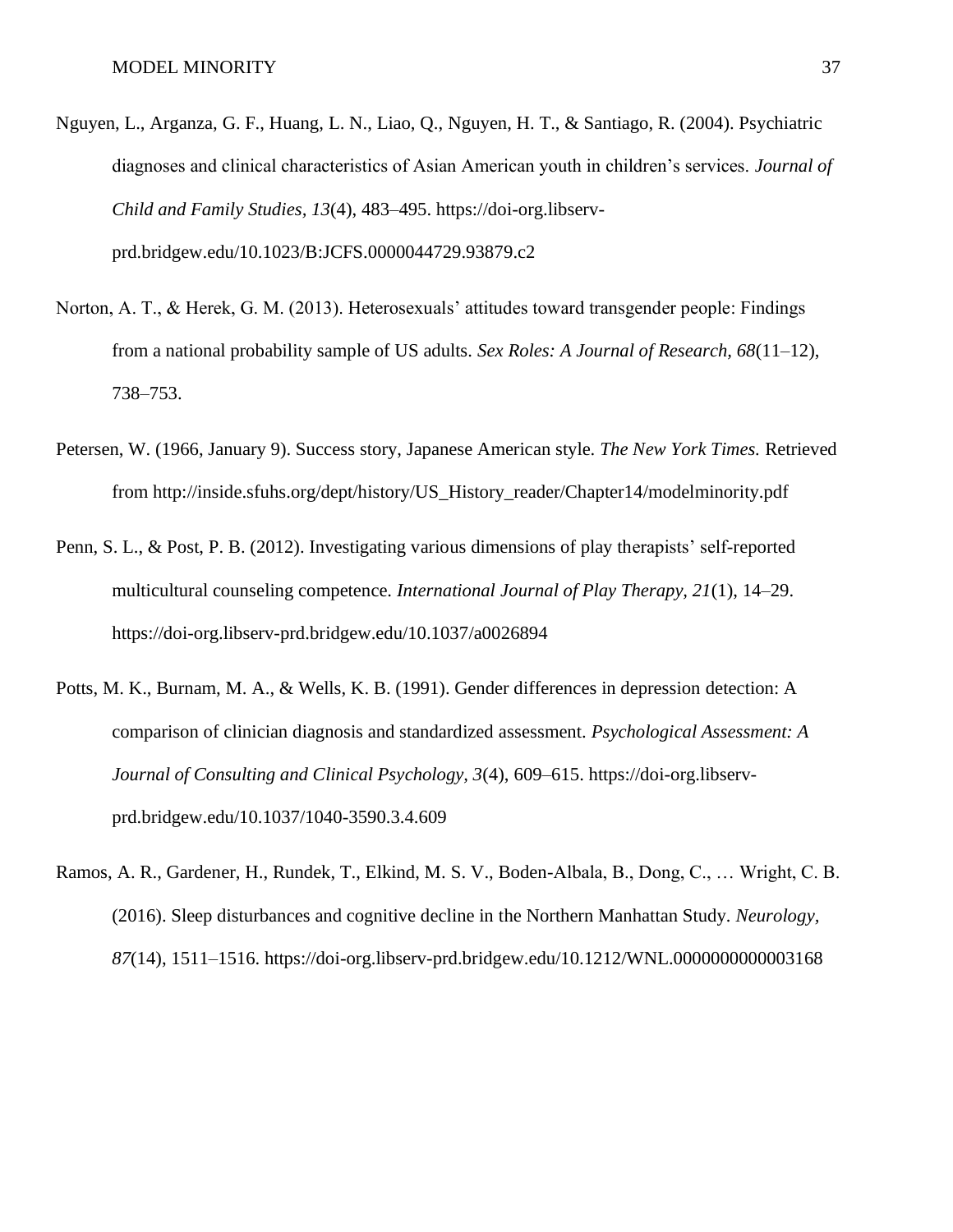Nguyen, L., Arganza, G. F., Huang, L. N., Liao, Q., Nguyen, H. T., & Santiago, R. (2004). Psychiatric diagnoses and clinical characteristics of Asian American youth in children's services. *Journal of Child and Family Studies*, *13*(4), 483–495. https://doi-org.libserv-prd.bridgew.edu/10.1023/B:JCFS.0000044729.93879.c2

Norton, A. T., & Herek, G. M. (2013). Heterosexuals' attitudes toward transgender people: Findings from a national probability sample of US adults. *Sex Roles: A Journal of Research, 68*(11–12), 738–753.

Petersen, W. (1966, January 9). Success story, Japanese American style. *The New York Times.* Retrieved from http://inside.sfuhs.org/dept/history/US_History_reader/Chapter14/modelminority.pdf

Penn, S. L., & Post, P. B. (2012). Investigating various dimensions of play therapists' self-reported multicultural counseling competence. *International Journal of Play Therapy*, *21*(1), 14–29. https://doi-org.libserv-prd.bridgew.edu/10.1037/a0026894

Potts, M. K., Burnam, M. A., & Wells, K. B. (1991). Gender differences in depression detection: A comparison of clinician diagnosis and standardized assessment. *Psychological Assessment: A Journal of Consulting and Clinical Psychology*, *3*(4), 609–615. https://doi-org.libserv-prd.bridgew.edu/10.1037/1040-3590.3.4.609

Ramos, A. R., Gardener, H., Rundek, T., Elkind, M. S. V., Boden-Albala, B., Dong, C., … Wright, C. B. (2016). Sleep disturbances and cognitive decline in the Northern Manhattan Study. *Neurology, 87*(14), 1511–1516. https://doi-org.libserv-prd.bridgew.edu/10.1212/WNL.0000000000003168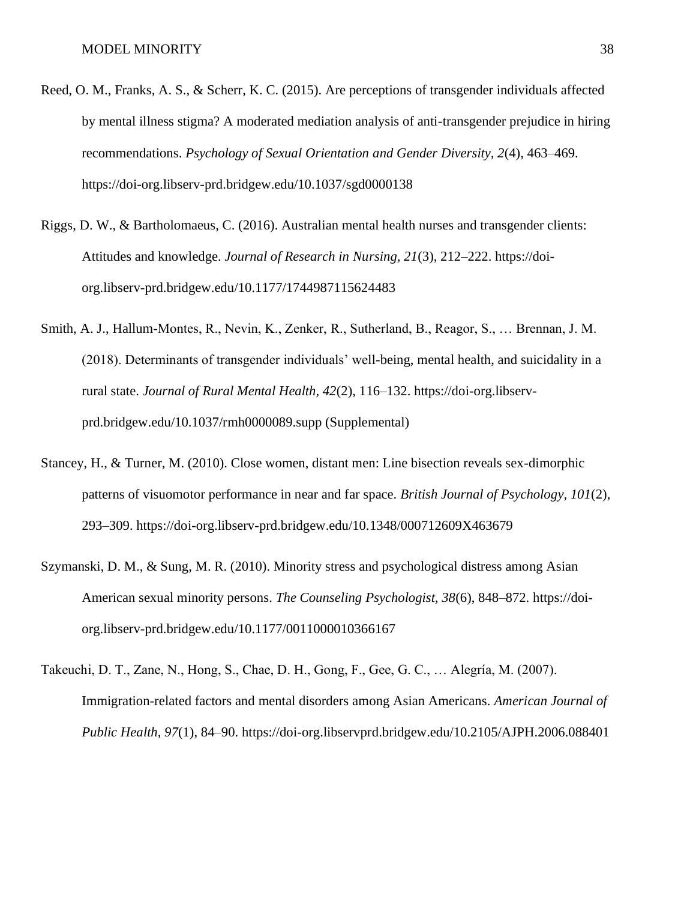Reed, O. M., Franks, A. S., & Scherr, K. C. (2015). Are perceptions of transgender individuals affected by mental illness stigma? A moderated mediation analysis of anti-transgender prejudice in hiring recommendations. *Psychology of Sexual Orientation and Gender Diversity, 2*(4), 463–469. https://doi-org.libserv-prd.bridgew.edu/10.1037/sgd0000138

Riggs, D. W., & Bartholomaeus, C. (2016). Australian mental health nurses and transgender clients: Attitudes and knowledge. *Journal of Research in Nursing, 21*(3), 212–222. https://doi-org.libserv-prd.bridgew.edu/10.1177/1744987115624483

Smith, A. J., Hallum-Montes, R., Nevin, K., Zenker, R., Sutherland, B., Reagor, S., … Brennan, J. M. (2018). Determinants of transgender individuals' well-being, mental health, and suicidality in a rural state. *Journal of Rural Mental Health, 42*(2), 116–132. https://doi-org.libserv-prd.bridgew.edu/10.1037/rmh0000089.supp (Supplemental)

Stancey, H., & Turner, M. (2010). Close women, distant men: Line bisection reveals sex-dimorphic patterns of visuomotor performance in near and far space. *British Journal of Psychology, 101*(2), 293–309. https://doi-org.libserv-prd.bridgew.edu/10.1348/000712609X463679

Szymanski, D. M., & Sung, M. R. (2010). Minority stress and psychological distress among Asian American sexual minority persons. *The Counseling Psychologist, 38*(6), 848–872. https://doi-org.libserv-prd.bridgew.edu/10.1177/0011000010366167

Takeuchi, D. T., Zane, N., Hong, S., Chae, D. H., Gong, F., Gee, G. C., … Alegría, M. (2007). Immigration-related factors and mental disorders among Asian Americans. *American Journal of Public Health, 97*(1), 84–90. https://doi-org.libservprd.bridgew.edu/10.2105/AJPH.2006.088401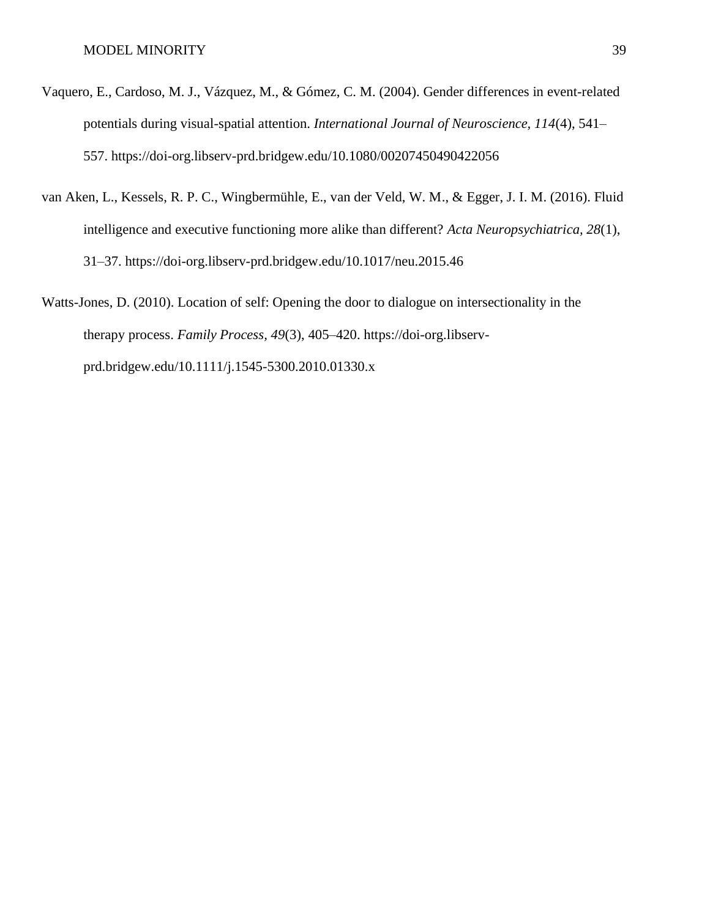Vaquero, E., Cardoso, M. J., Vázquez, M., & Gómez, C. M. (2004). Gender differences in event-related potentials during visual-spatial attention. *International Journal of Neuroscience, 114*(4), 541–557. https://doi-org.libserv-prd.bridgew.edu/10.1080/00207450490422056

van Aken, L., Kessels, R. P. C., Wingbermühle, E., van der Veld, W. M., & Egger, J. I. M. (2016). Fluid intelligence and executive functioning more alike than different? *Acta Neuropsychiatrica, 28*(1), 31–37. https://doi-org.libserv-prd.bridgew.edu/10.1017/neu.2015.46

Watts-Jones, D. (2010). Location of self: Opening the door to dialogue on intersectionality in the therapy process. *Family Process, 49*(3), 405–420. https://doi-org.libserv-prd.bridgew.edu/10.1111/j.1545-5300.2010.01330.x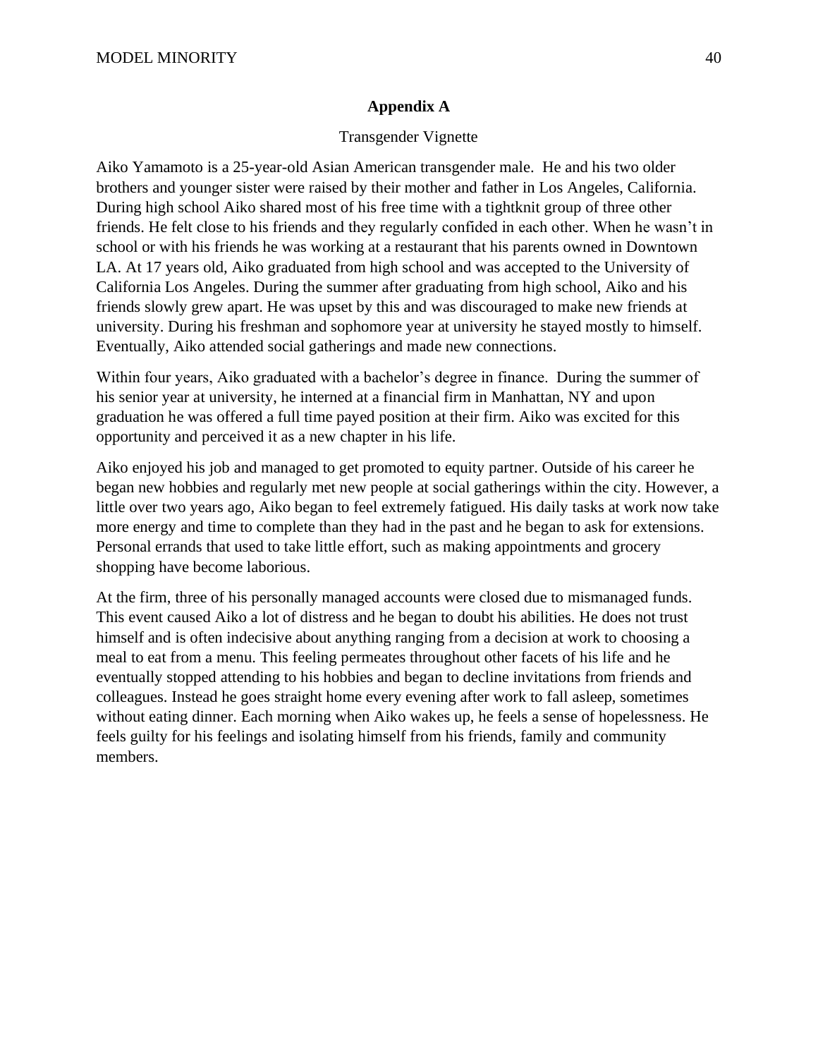## Appendix A

Transgender Vignette

Aiko Yamamoto is a 25-year-old Asian American transgender male. He and his two older brothers and younger sister were raised by their mother and father in Los Angeles, California. During high school Aiko shared most of his free time with a tightknit group of three other friends. He felt close to his friends and they regularly confided in each other. When he wasn't in school or with his friends he was working at a restaurant that his parents owned in Downtown LA. At 17 years old, Aiko graduated from high school and was accepted to the University of California Los Angeles. During the summer after graduating from high school, Aiko and his friends slowly grew apart. He was upset by this and was discouraged to make new friends at university. During his freshman and sophomore year at university he stayed mostly to himself. Eventually, Aiko attended social gatherings and made new connections.

Within four years, Aiko graduated with a bachelor's degree in finance. During the summer of his senior year at university, he interned at a financial firm in Manhattan, NY and upon graduation he was offered a full time payed position at their firm. Aiko was excited for this opportunity and perceived it as a new chapter in his life.

Aiko enjoyed his job and managed to get promoted to equity partner. Outside of his career he began new hobbies and regularly met new people at social gatherings within the city. However, a little over two years ago, Aiko began to feel extremely fatigued. His daily tasks at work now take more energy and time to complete than they had in the past and he began to ask for extensions. Personal errands that used to take little effort, such as making appointments and grocery shopping have become laborious.

At the firm, three of his personally managed accounts were closed due to mismanaged funds. This event caused Aiko a lot of distress and he began to doubt his abilities. He does not trust himself and is often indecisive about anything ranging from a decision at work to choosing a meal to eat from a menu. This feeling permeates throughout other facets of his life and he eventually stopped attending to his hobbies and began to decline invitations from friends and colleagues. Instead he goes straight home every evening after work to fall asleep, sometimes without eating dinner. Each morning when Aiko wakes up, he feels a sense of hopelessness. He feels guilty for his feelings and isolating himself from his friends, family and community members.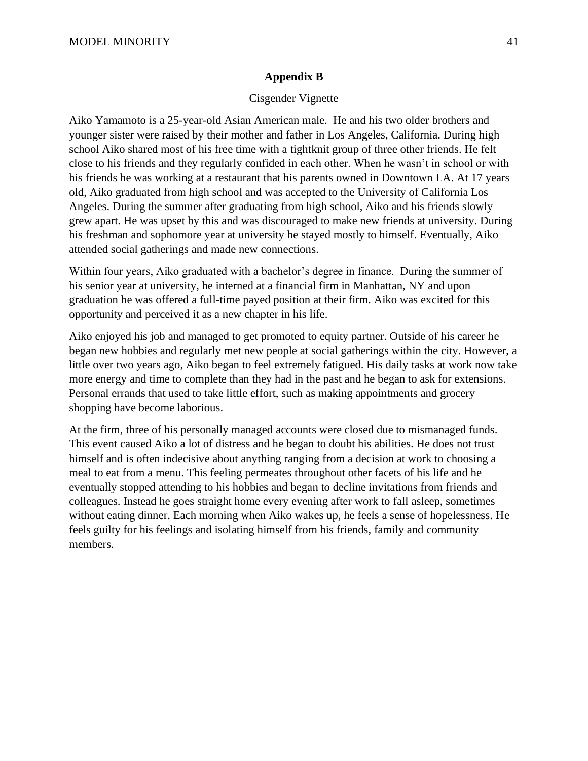## Appendix B

Cisgender Vignette

Aiko Yamamoto is a 25-year-old Asian American male. He and his two older brothers and younger sister were raised by their mother and father in Los Angeles, California. During high school Aiko shared most of his free time with a tightknit group of three other friends. He felt close to his friends and they regularly confided in each other. When he wasn't in school or with his friends he was working at a restaurant that his parents owned in Downtown LA. At 17 years old, Aiko graduated from high school and was accepted to the University of California Los Angeles. During the summer after graduating from high school, Aiko and his friends slowly grew apart. He was upset by this and was discouraged to make new friends at university. During his freshman and sophomore year at university he stayed mostly to himself. Eventually, Aiko attended social gatherings and made new connections.

Within four years, Aiko graduated with a bachelor's degree in finance. During the summer of his senior year at university, he interned at a financial firm in Manhattan, NY and upon graduation he was offered a full-time payed position at their firm. Aiko was excited for this opportunity and perceived it as a new chapter in his life.

Aiko enjoyed his job and managed to get promoted to equity partner. Outside of his career he began new hobbies and regularly met new people at social gatherings within the city. However, a little over two years ago, Aiko began to feel extremely fatigued. His daily tasks at work now take more energy and time to complete than they had in the past and he began to ask for extensions. Personal errands that used to take little effort, such as making appointments and grocery shopping have become laborious.

At the firm, three of his personally managed accounts were closed due to mismanaged funds. This event caused Aiko a lot of distress and he began to doubt his abilities. He does not trust himself and is often indecisive about anything ranging from a decision at work to choosing a meal to eat from a menu. This feeling permeates throughout other facets of his life and he eventually stopped attending to his hobbies and began to decline invitations from friends and colleagues. Instead he goes straight home every evening after work to fall asleep, sometimes without eating dinner. Each morning when Aiko wakes up, he feels a sense of hopelessness. He feels guilty for his feelings and isolating himself from his friends, family and community members.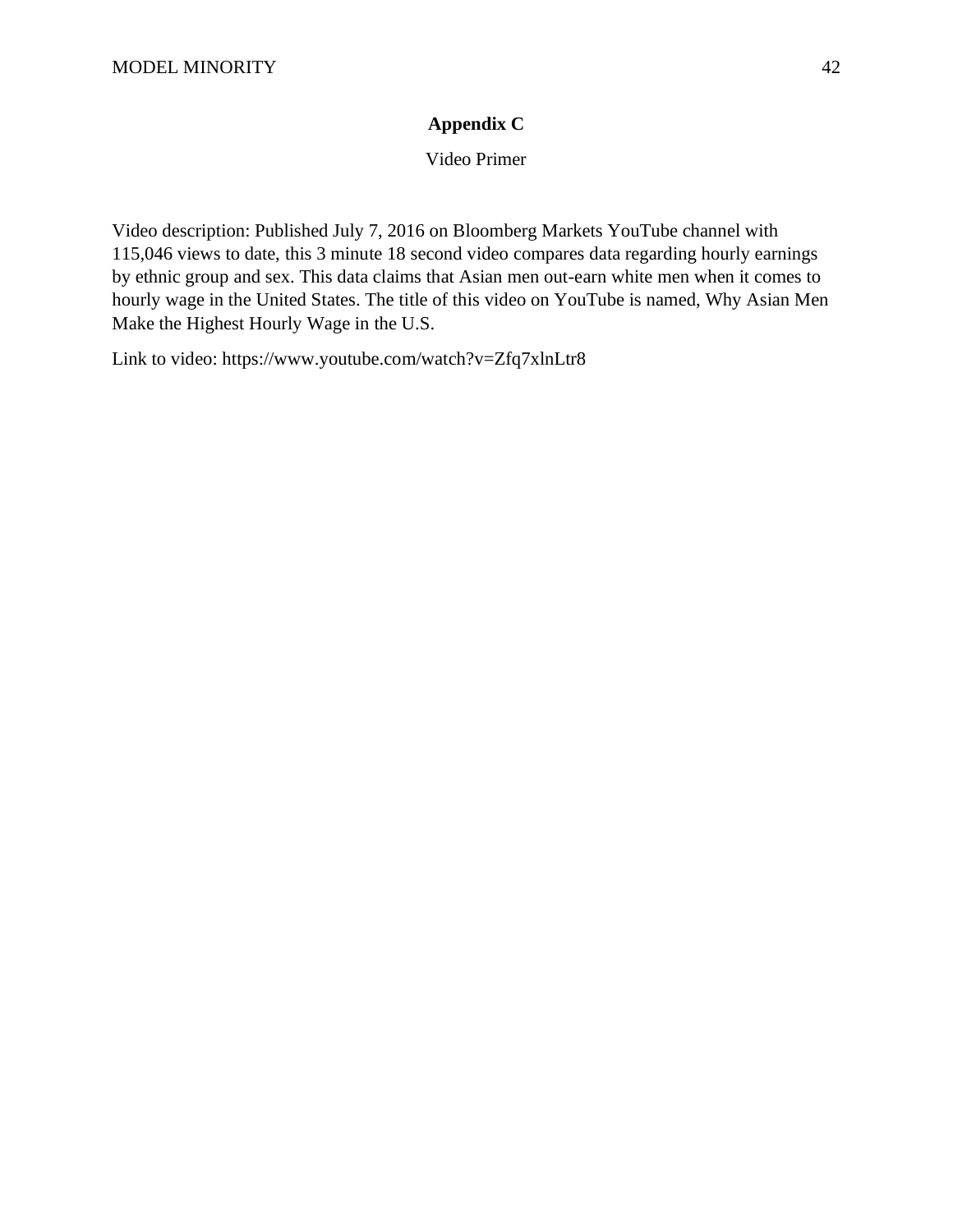## Appendix C

Video Primer

Video description: Published July 7, 2016 on Bloomberg Markets YouTube channel with 115,046 views to date, this 3 minute 18 second video compares data regarding hourly earnings by ethnic group and sex. This data claims that Asian men out-earn white men when it comes to hourly wage in the United States. The title of this video on YouTube is named, Why Asian Men Make the Highest Hourly Wage in the U.S.

Link to video: https://www.youtube.com/watch?v=Zfq7xlnLtr8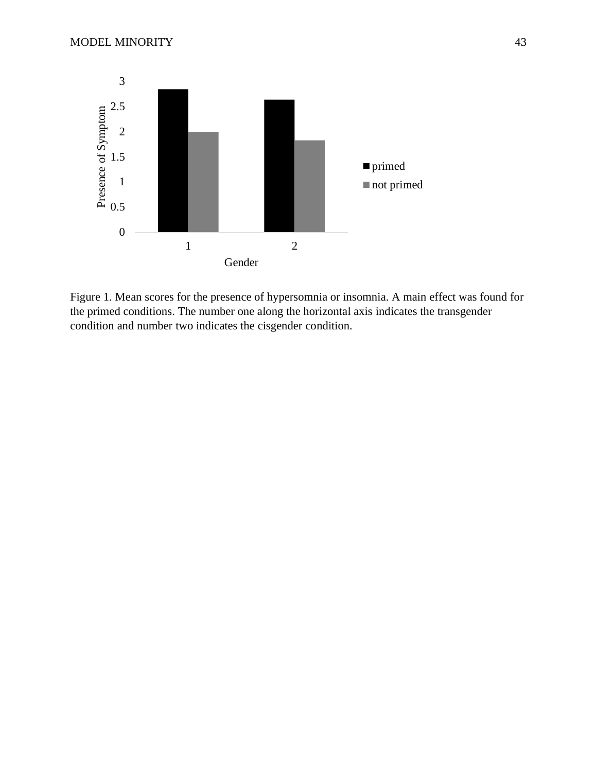Figure 1. Mean scores for the presence of hypersomnia or insomnia. A main effect was found for the primed conditions. The number one along the horizontal axis indicates the transgender condition and number two indicates the cisgender condition.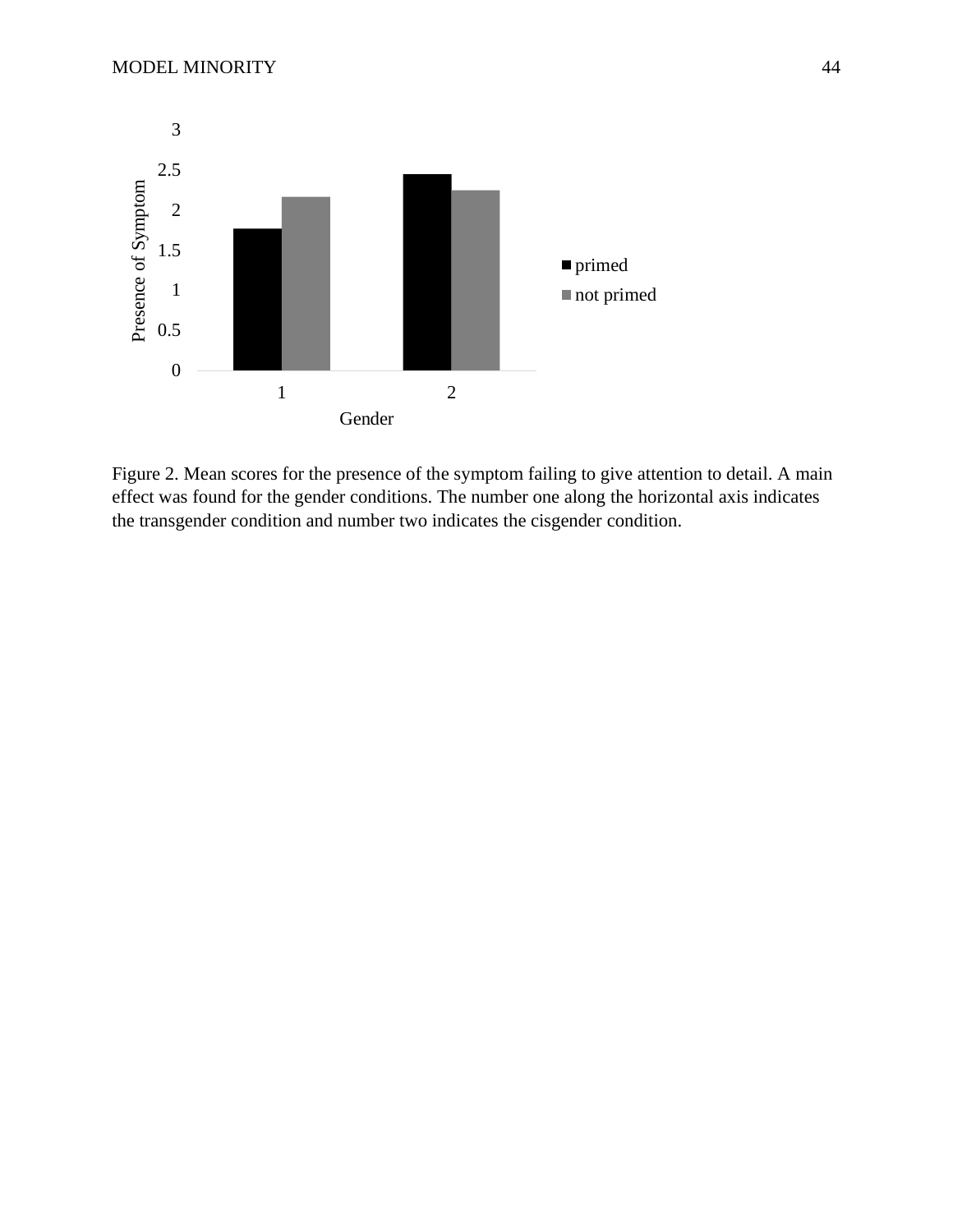Figure 2. Mean scores for the presence of the symptom failing to give attention to detail. A main effect was found for the gender conditions. The number one along the horizontal axis indicates the transgender condition and number two indicates the cisgender condition.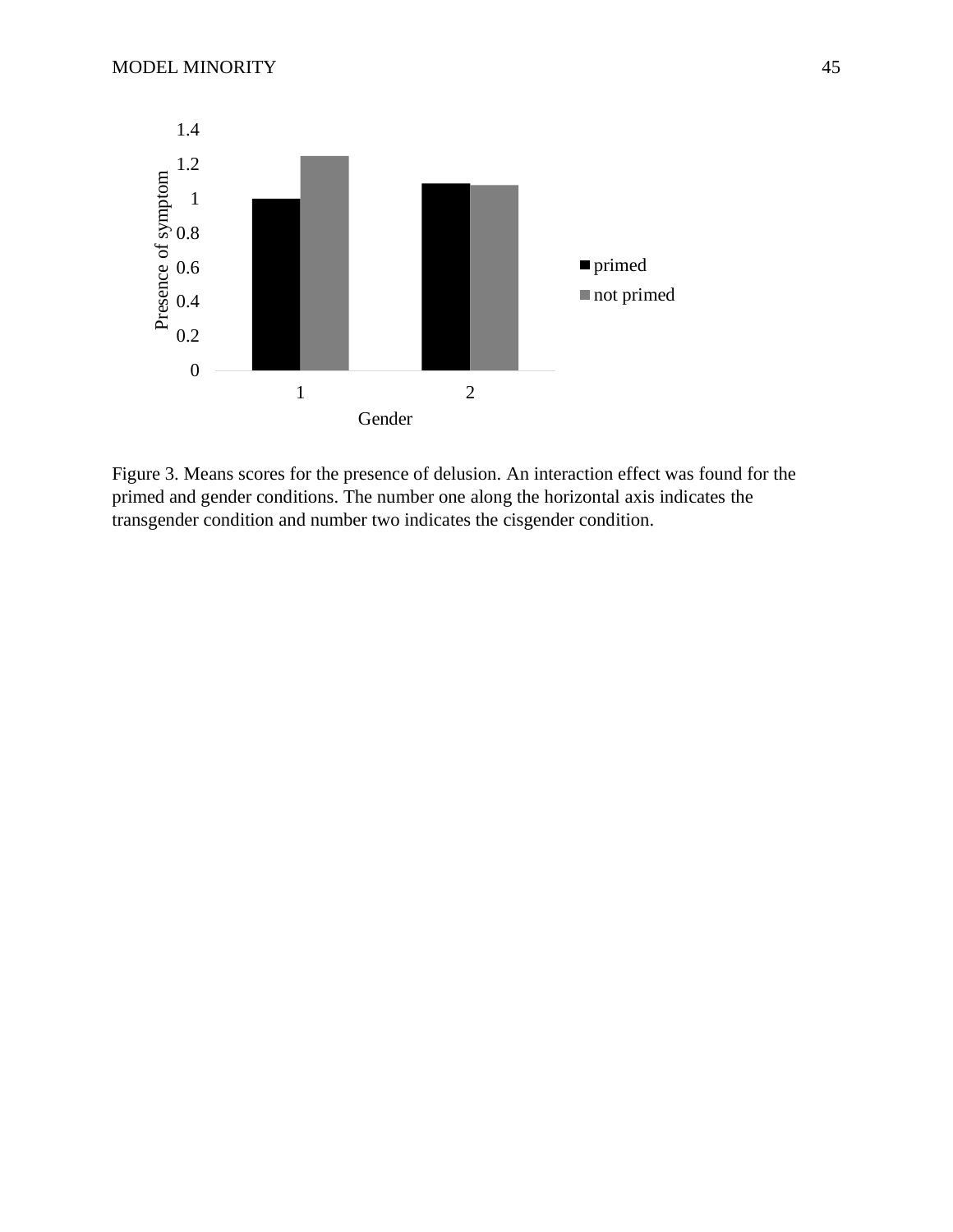Figure 3. Means scores for the presence of delusion. An interaction effect was found for the primed and gender conditions. The number one along the horizontal axis indicates the transgender condition and number two indicates the cisgender condition.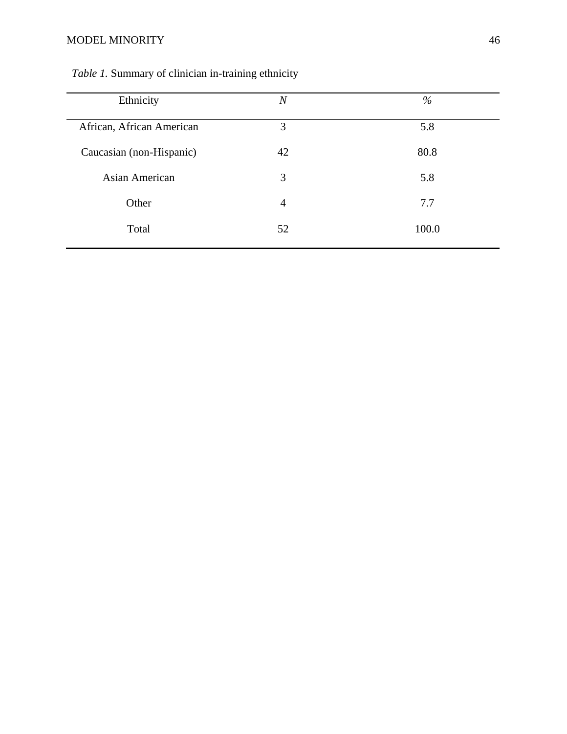*Table 1.* Summary of clinician in-training ethnicity

| Ethnicity | *N* | *%* |
|---|---|---|
| African, African American | 3 | 5.8 |
| Caucasian (non-Hispanic) | 42 | 80.8 |
| Asian American | 3 | 5.8 |
| Other | 4 | 7.7 |
| Total | 52 | 100.0 |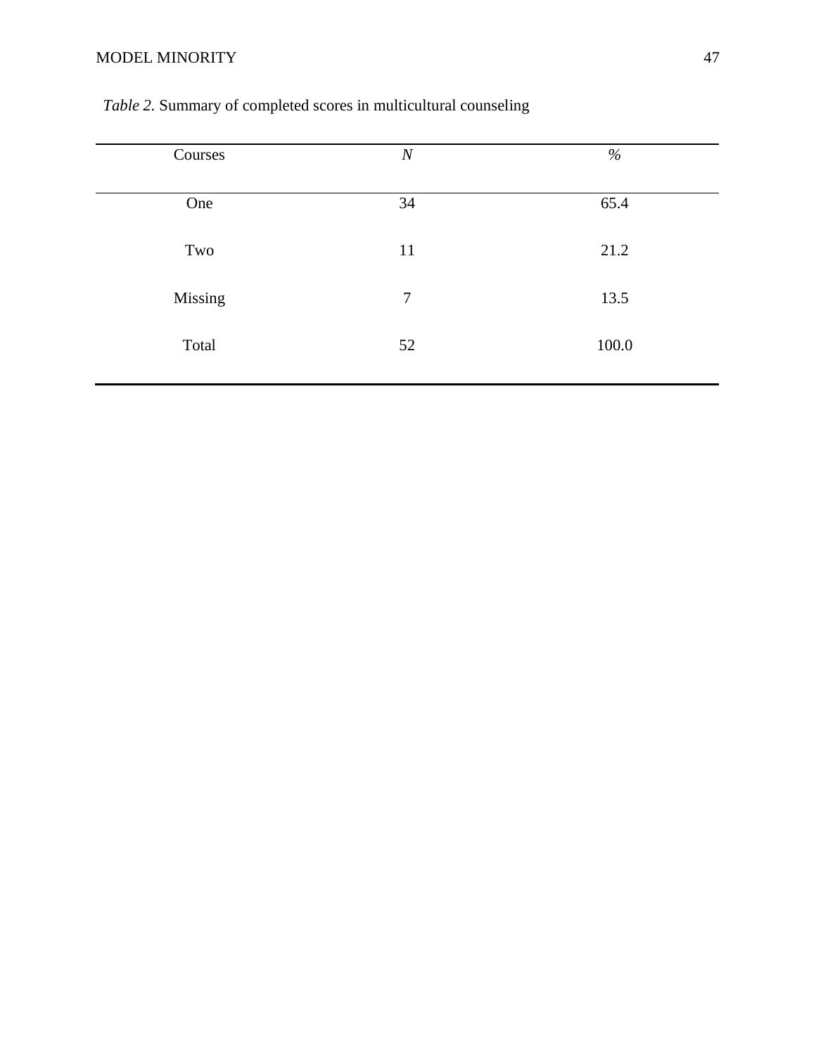*Table 2.* Summary of completed scores in multicultural counseling

| Courses | *N* | *%* |
|---|---|---|
| One | 34 | 65.4 |
| Two | 11 | 21.2 |
| Missing | 7 | 13.5 |
| Total | 52 | 100.0 |